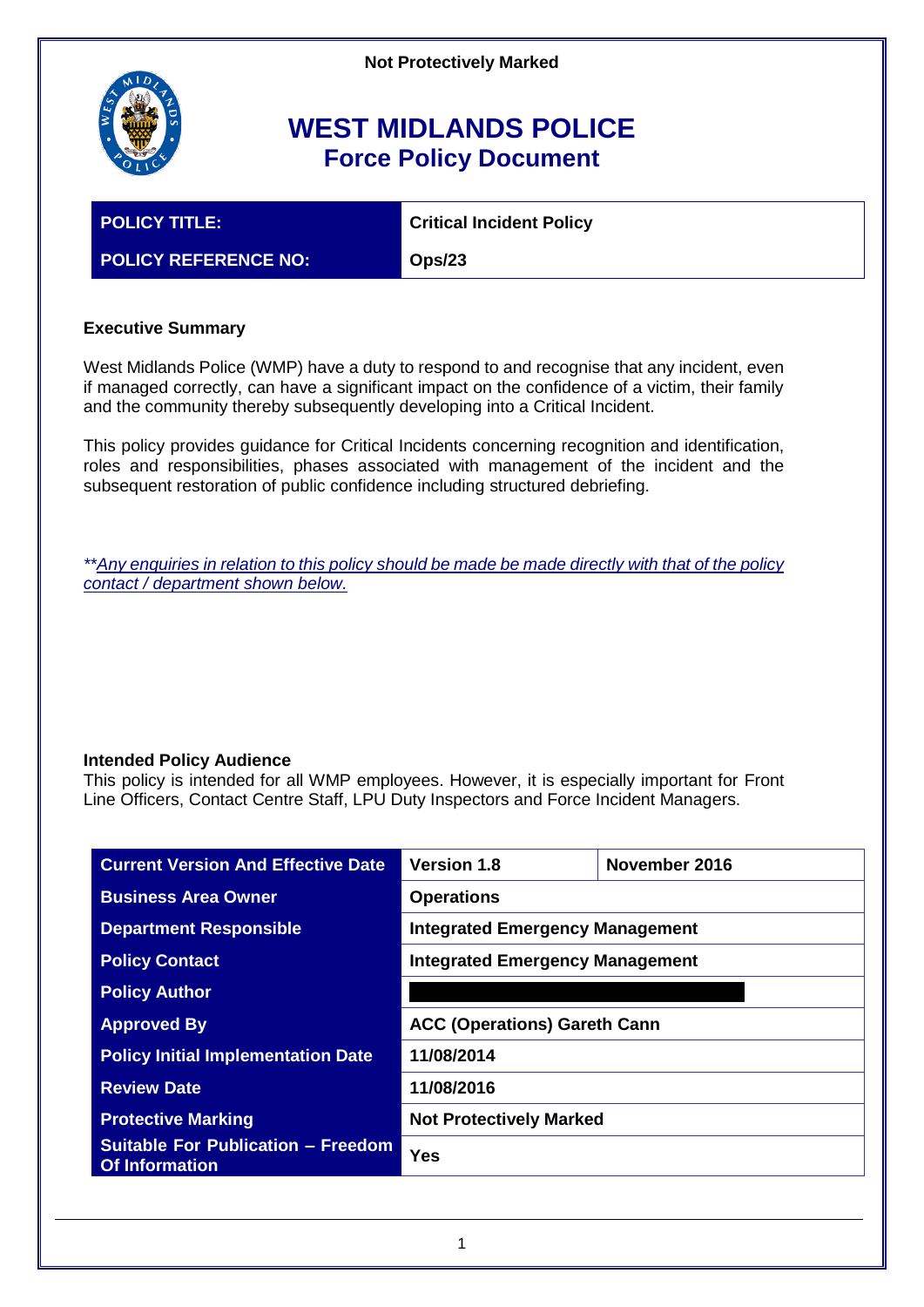**Not Protectively Marked**

# WEST MIDLANDS POLICE
## Force Policy Document

| POLICY TITLE: | Critical Incident Policy |
|---|---|
| POLICY REFERENCE NO: | Ops/23 |

**Executive Summary**

West Midlands Police (WMP) have a duty to respond to and recognise that any incident, even if managed correctly, can have a significant impact on the confidence of a victim, their family and the community thereby subsequently developing into a Critical Incident.

This policy provides guidance for Critical Incidents concerning recognition and identification, roles and responsibilities, phases associated with management of the incident and the subsequent restoration of public confidence including structured debriefing.

*\*\*Any enquiries in relation to this policy should be made be made directly with that of the policy contact / department shown below.*

**Intended Policy Audience**
This policy is intended for all WMP employees. However, it is especially important for Front Line Officers, Contact Centre Staff, LPU Duty Inspectors and Force Incident Managers.

| Current Version And Effective Date | Version 1.8 | November 2016 |
|---|---|---|
| Business Area Owner | Operations | |
| Department Responsible | Integrated Emergency Management | |
| Policy Contact | Integrated Emergency Management | |
| Policy Author | | |
| Approved By | ACC (Operations) Gareth Cann | |
| Policy Initial Implementation Date | 11/08/2014 | |
| Review Date | 11/08/2016 | |
| Protective Marking | Not Protectively Marked | |
| Suitable For Publication – Freedom Of Information | Yes | |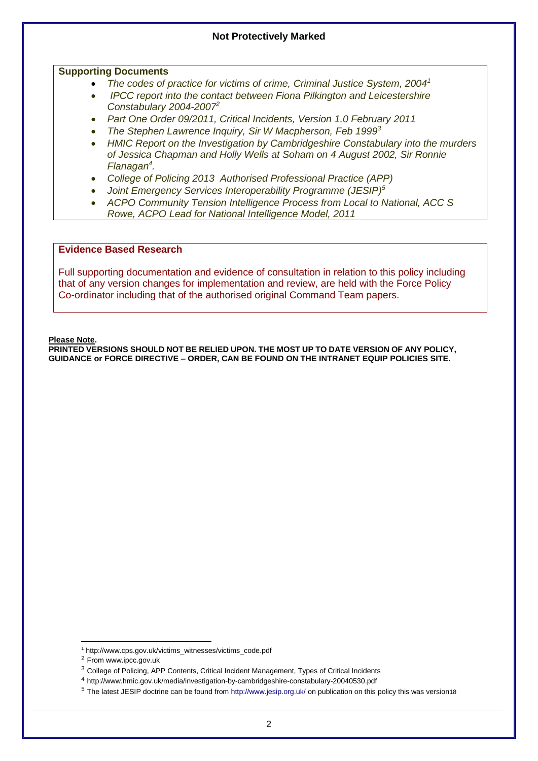## Supporting Documents

- *The codes of practice for victims of crime, Criminal Justice System, 2004*[1]
- *IPCC report into the contact between Fiona Pilkington and Leicestershire Constabulary 2004-2007*[2]
- *Part One Order 09/2011, Critical Incidents, Version 1.0 February 2011*
- *The Stephen Lawrence Inquiry, Sir W Macpherson, Feb 1999*[3]
- *HMIC Report on the Investigation by Cambridgeshire Constabulary into the murders of Jessica Chapman and Holly Wells at Soham on 4 August 2002, Sir Ronnie Flanagan*[4].
- *College of Policing 2013 Authorised Professional Practice (APP)*
- *Joint Emergency Services Interoperability Programme (JESIP)*[5]
- *ACPO Community Tension Intelligence Process from Local to National, ACC S Rowe, ACPO Lead for National Intelligence Model, 2011*

## Evidence Based Research

Full supporting documentation and evidence of consultation in relation to this policy including that of any version changes for implementation and review, are held with the Force Policy Co-ordinator including that of the authorised original Command Team papers.

**Please Note.**

**PRINTED VERSIONS SHOULD NOT BE RELIED UPON. THE MOST UP TO DATE VERSION OF ANY POLICY, GUIDANCE or FORCE DIRECTIVE – ORDER, CAN BE FOUND ON THE INTRANET EQUIP POLICIES SITE.**

---

[1] http://www.cps.gov.uk/victims_witnesses/victims_code.pdf

[2] From www.ipcc.gov.uk

[3] College of Policing, APP Contents, Critical Incident Management, Types of Critical Incidents

[4] http://www.hmic.gov.uk/media/investigation-by-cambridgeshire-constabulary-20040530.pdf

[5] The latest JESIP doctrine can be found from http://www.jesip.org.uk/ on publication on this policy this was version18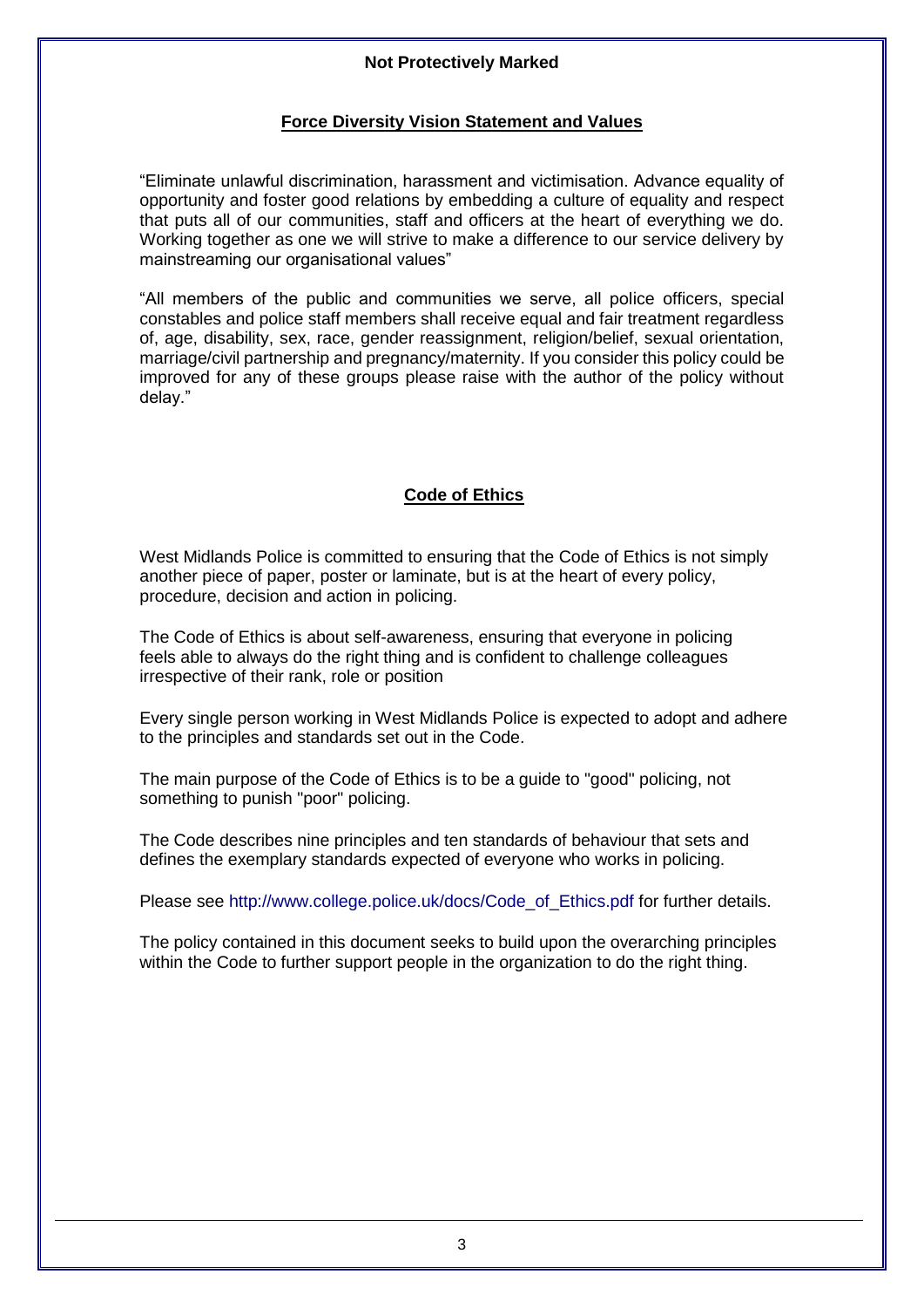**Not Protectively Marked**

## Force Diversity Vision Statement and Values

"Eliminate unlawful discrimination, harassment and victimisation. Advance equality of opportunity and foster good relations by embedding a culture of equality and respect that puts all of our communities, staff and officers at the heart of everything we do. Working together as one we will strive to make a difference to our service delivery by mainstreaming our organisational values"

"All members of the public and communities we serve, all police officers, special constables and police staff members shall receive equal and fair treatment regardless of, age, disability, sex, race, gender reassignment, religion/belief, sexual orientation, marriage/civil partnership and pregnancy/maternity. If you consider this policy could be improved for any of these groups please raise with the author of the policy without delay."

## Code of Ethics

West Midlands Police is committed to ensuring that the Code of Ethics is not simply another piece of paper, poster or laminate, but is at the heart of every policy, procedure, decision and action in policing.

The Code of Ethics is about self-awareness, ensuring that everyone in policing feels able to always do the right thing and is confident to challenge colleagues irrespective of their rank, role or position

Every single person working in West Midlands Police is expected to adopt and adhere to the principles and standards set out in the Code.

The main purpose of the Code of Ethics is to be a guide to "good" policing, not something to punish "poor" policing.

The Code describes nine principles and ten standards of behaviour that sets and defines the exemplary standards expected of everyone who works in policing.

Please see http://www.college.police.uk/docs/Code_of_Ethics.pdf for further details.

The policy contained in this document seeks to build upon the overarching principles within the Code to further support people in the organization to do the right thing.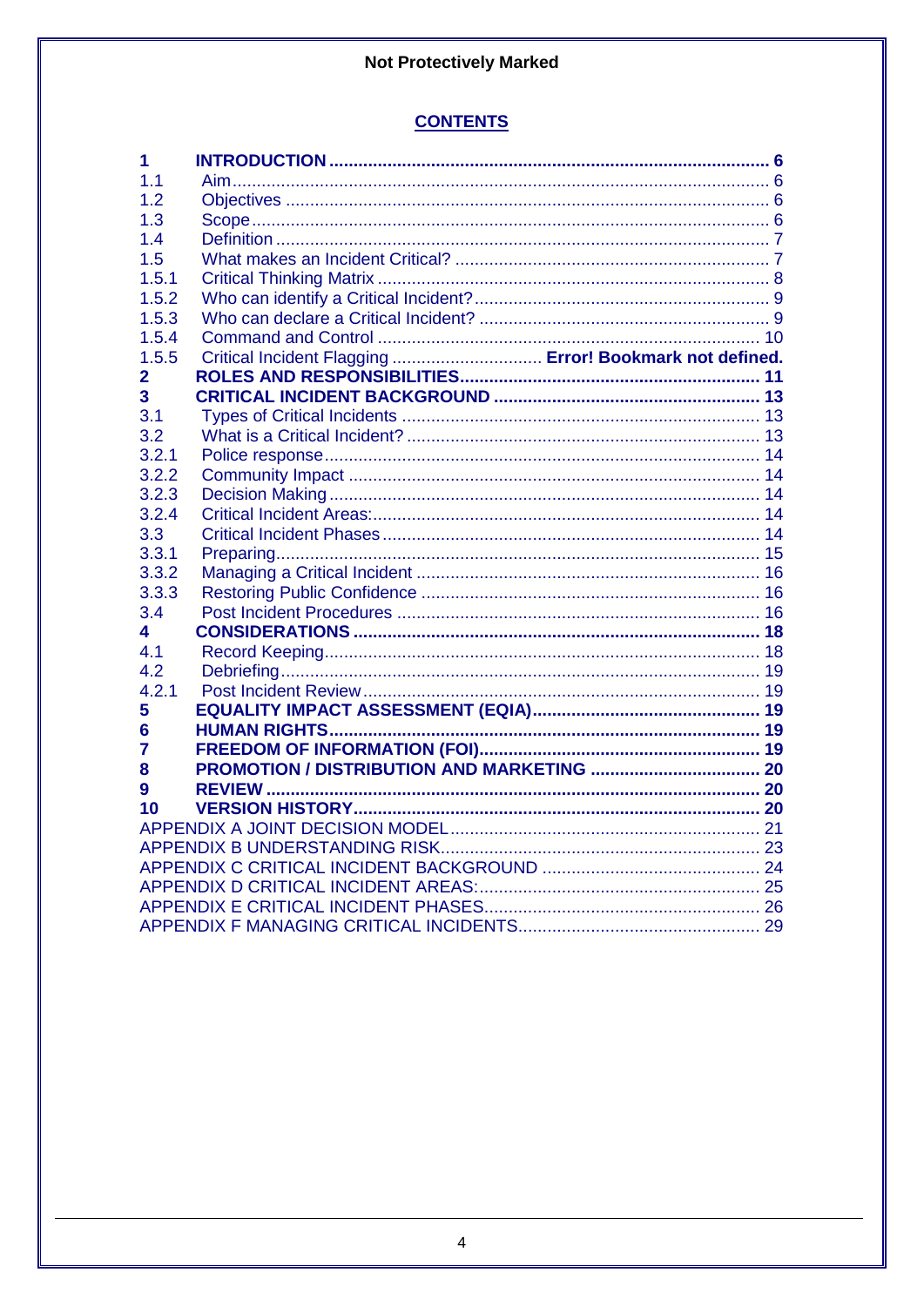**Not Protectively Marked**

## CONTENTS

| | | |
|---|---|---|
| **1** | **INTRODUCTION** | **6** |
| 1.1 | Aim | 6 |
| 1.2 | Objectives | 6 |
| 1.3 | Scope | 6 |
| 1.4 | Definition | 7 |
| 1.5 | What makes an Incident Critical? | 7 |
| 1.5.1 | Critical Thinking Matrix | 8 |
| 1.5.2 | Who can identify a Critical Incident? | 9 |
| 1.5.3 | Who can declare a Critical Incident? | 9 |
| 1.5.4 | Command and Control | 10 |
| 1.5.5 | Critical Incident Flagging | **Error! Bookmark not defined.** |
| **2** | **ROLES AND RESPONSIBILITIES** | **11** |
| **3** | **CRITICAL INCIDENT BACKGROUND** | **13** |
| 3.1 | Types of Critical Incidents | 13 |
| 3.2 | What is a Critical Incident? | 13 |
| 3.2.1 | Police response | 14 |
| 3.2.2 | Community Impact | 14 |
| 3.2.3 | Decision Making | 14 |
| 3.2.4 | Critical Incident Areas: | 14 |
| 3.3 | Critical Incident Phases | 14 |
| 3.3.1 | Preparing | 15 |
| 3.3.2 | Managing a Critical Incident | 16 |
| 3.3.3 | Restoring Public Confidence | 16 |
| 3.4 | Post Incident Procedures | 16 |
| **4** | **CONSIDERATIONS** | **18** |
| 4.1 | Record Keeping | 18 |
| 4.2 | Debriefing | 19 |
| 4.2.1 | Post Incident Review | 19 |
| **5** | **EQUALITY IMPACT ASSESSMENT (EQIA)** | **19** |
| **6** | **HUMAN RIGHTS** | **19** |
| **7** | **FREEDOM OF INFORMATION (FOI)** | **19** |
| **8** | **PROMOTION / DISTRIBUTION AND MARKETING** | **20** |
| **9** | **REVIEW** | **20** |
| **10** | **VERSION HISTORY** | **20** |
| APPENDIX A JOINT DECISION MODEL | | 21 |
| APPENDIX B UNDERSTANDING RISK | | 23 |
| APPENDIX C CRITICAL INCIDENT BACKGROUND | | 24 |
| APPENDIX D CRITICAL INCIDENT AREAS: | | 25 |
| APPENDIX E CRITICAL INCIDENT PHASES | | 26 |
| APPENDIX F MANAGING CRITICAL INCIDENTS | | 29 |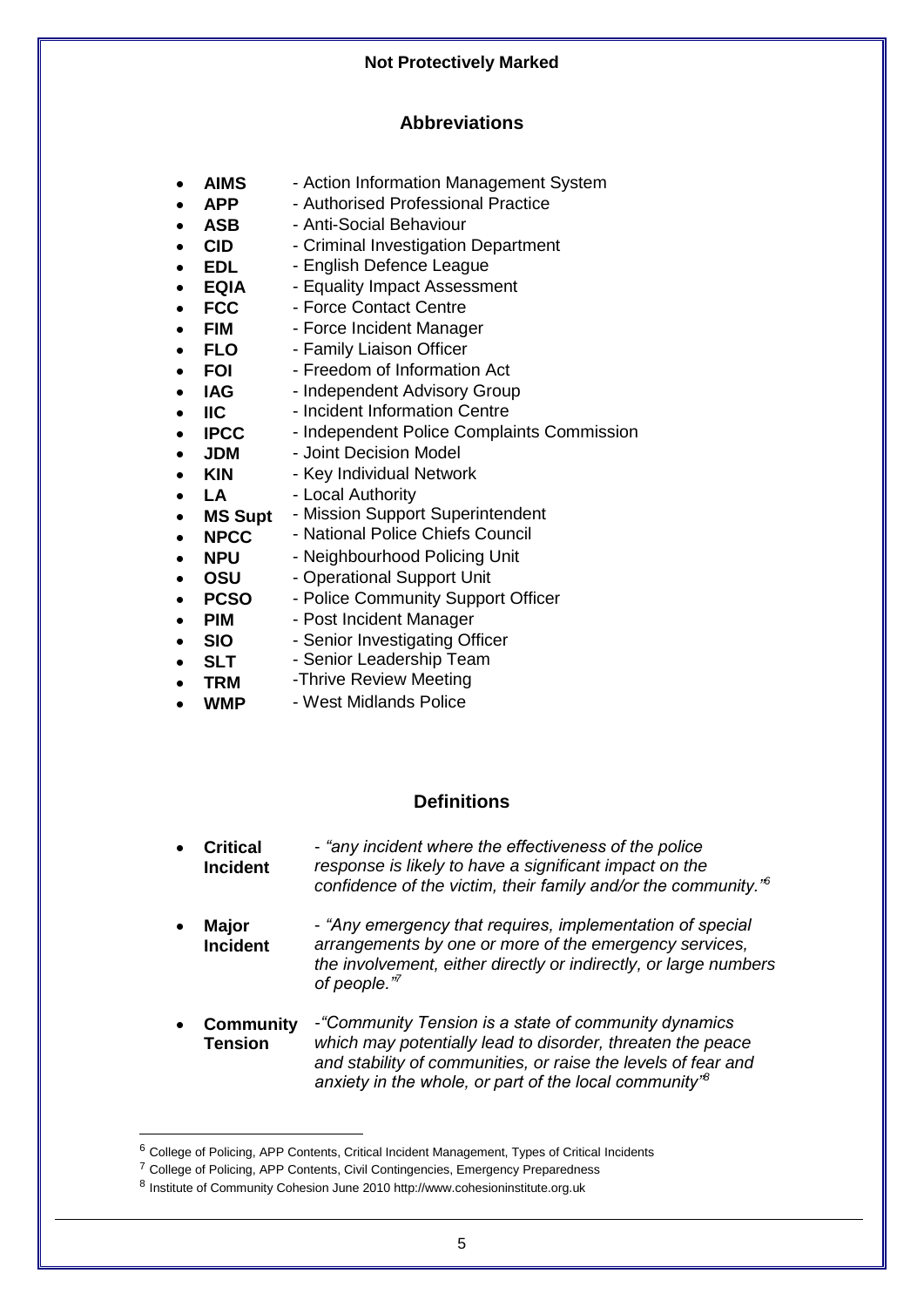## Abbreviations

- **AIMS** - Action Information Management System
- **APP** - Authorised Professional Practice
- **ASB** - Anti-Social Behaviour
- **CID** - Criminal Investigation Department
- **EDL** - English Defence League
- **EQIA** - Equality Impact Assessment
- **FCC** - Force Contact Centre
- **FIM** - Force Incident Manager
- **FLO** - Family Liaison Officer
- **FOI** - Freedom of Information Act
- **IAG** - Independent Advisory Group
- **IIC** - Incident Information Centre
- **IPCC** - Independent Police Complaints Commission
- **JDM** - Joint Decision Model
- **KIN** - Key Individual Network
- **LA** - Local Authority
- **MS Supt** - Mission Support Superintendent
- **NPCC** - National Police Chiefs Council
- **NPU** - Neighbourhood Policing Unit
- **OSU** - Operational Support Unit
- **PCSO** - Police Community Support Officer
- **PIM** - Post Incident Manager
- **SIO** - Senior Investigating Officer
- **SLT** - Senior Leadership Team
- **TRM** -Thrive Review Meeting
- **WMP** - West Midlands Police

## Definitions

- **Critical Incident** - *"any incident where the effectiveness of the police response is likely to have a significant impact on the confidence of the victim, their family and/or the community."*[6]
- **Major Incident** - *"Any emergency that requires, implementation of special arrangements by one or more of the emergency services, the involvement, either directly or indirectly, or large numbers of people."*[7]
- **Community Tension** -*"Community Tension is a state of community dynamics which may potentially lead to disorder, threaten the peace and stability of communities, or raise the levels of fear and anxiety in the whole, or part of the local community"*[8]

---

[6] College of Policing, APP Contents, Critical Incident Management, Types of Critical Incidents

[7] College of Policing, APP Contents, Civil Contingencies, Emergency Preparedness

[8] Institute of Community Cohesion June 2010 http://www.cohesioninstitute.org.uk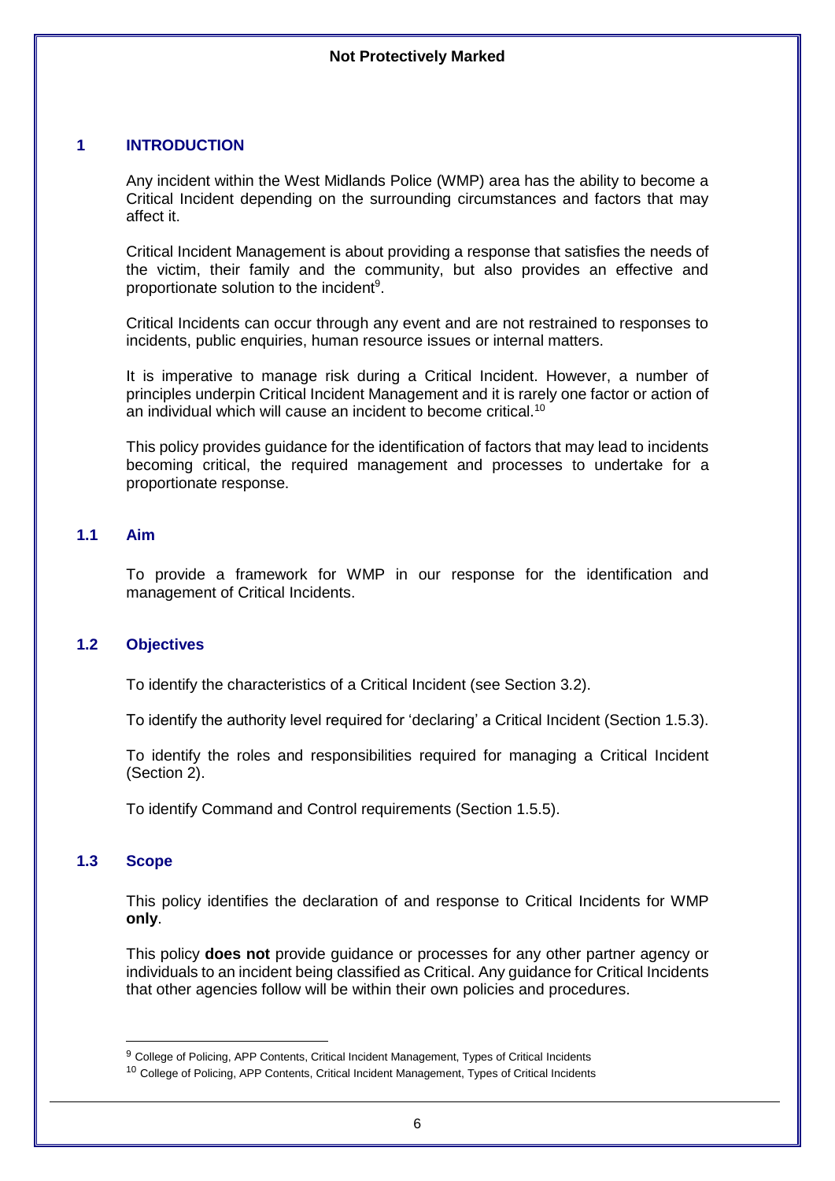## 1 INTRODUCTION

Any incident within the West Midlands Police (WMP) area has the ability to become a Critical Incident depending on the surrounding circumstances and factors that may affect it.

Critical Incident Management is about providing a response that satisfies the needs of the victim, their family and the community, but also provides an effective and proportionate solution to the incident[9].

Critical Incidents can occur through any event and are not restrained to responses to incidents, public enquiries, human resource issues or internal matters.

It is imperative to manage risk during a Critical Incident. However, a number of principles underpin Critical Incident Management and it is rarely one factor or action of an individual which will cause an incident to become critical.[10]

This policy provides guidance for the identification of factors that may lead to incidents becoming critical, the required management and processes to undertake for a proportionate response.

### 1.1 Aim

To provide a framework for WMP in our response for the identification and management of Critical Incidents.

### 1.2 Objectives

To identify the characteristics of a Critical Incident (see Section 3.2).

To identify the authority level required for 'declaring' a Critical Incident (Section 1.5.3).

To identify the roles and responsibilities required for managing a Critical Incident (Section 2).

To identify Command and Control requirements (Section 1.5.5).

### 1.3 Scope

This policy identifies the declaration of and response to Critical Incidents for WMP **only**.

This policy **does not** provide guidance or processes for any other partner agency or individuals to an incident being classified as Critical. Any guidance for Critical Incidents that other agencies follow will be within their own policies and procedures.

---

[9] College of Policing, APP Contents, Critical Incident Management, Types of Critical Incidents

[10] College of Policing, APP Contents, Critical Incident Management, Types of Critical Incidents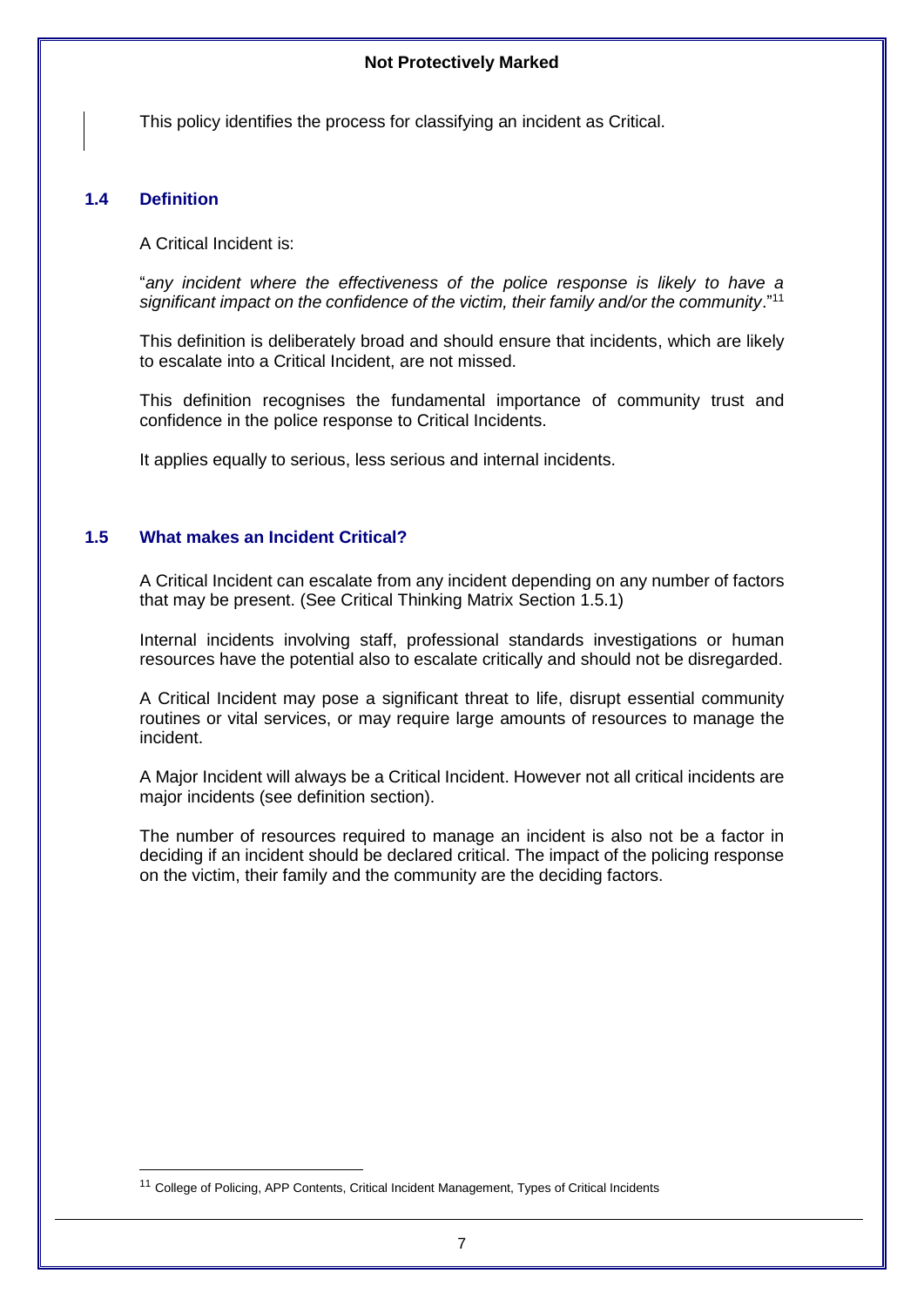This policy identifies the process for classifying an incident as Critical.

## 1.4 Definition

A Critical Incident is:

"*any incident where the effectiveness of the police response is likely to have a significant impact on the confidence of the victim, their family and/or the community*."[11]

This definition is deliberately broad and should ensure that incidents, which are likely to escalate into a Critical Incident, are not missed.

This definition recognises the fundamental importance of community trust and confidence in the police response to Critical Incidents.

It applies equally to serious, less serious and internal incidents.

## 1.5 What makes an Incident Critical?

A Critical Incident can escalate from any incident depending on any number of factors that may be present. (See Critical Thinking Matrix Section 1.5.1)

Internal incidents involving staff, professional standards investigations or human resources have the potential also to escalate critically and should not be disregarded.

A Critical Incident may pose a significant threat to life, disrupt essential community routines or vital services, or may require large amounts of resources to manage the incident.

A Major Incident will always be a Critical Incident. However not all critical incidents are major incidents (see definition section).

The number of resources required to manage an incident is also not be a factor in deciding if an incident should be declared critical. The impact of the policing response on the victim, their family and the community are the deciding factors.

[11] College of Policing, APP Contents, Critical Incident Management, Types of Critical Incidents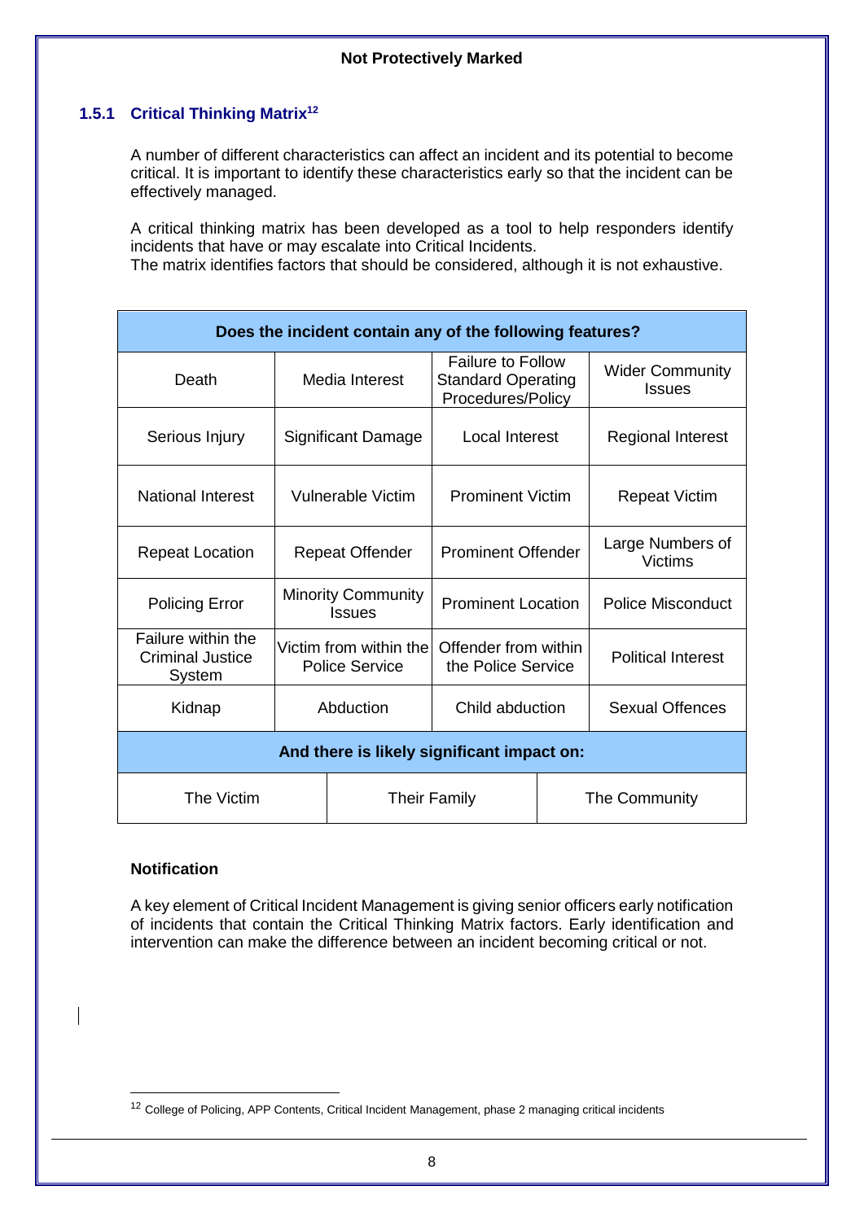### 1.5.1 Critical Thinking Matrix[12]

A number of different characteristics can affect an incident and its potential to become critical. It is important to identify these characteristics early so that the incident can be effectively managed.

A critical thinking matrix has been developed as a tool to help responders identify incidents that have or may escalate into Critical Incidents.
The matrix identifies factors that should be considered, although it is not exhaustive.

| **Does the incident contain any of the following features?** | | | |
|---|---|---|---|
| Death | Media Interest | Failure to Follow Standard Operating Procedures/Policy | Wider Community Issues |
| Serious Injury | Significant Damage | Local Interest | Regional Interest |
| National Interest | Vulnerable Victim | Prominent Victim | Repeat Victim |
| Repeat Location | Repeat Offender | Prominent Offender | Large Numbers of Victims |
| Policing Error | Minority Community Issues | Prominent Location | Police Misconduct |
| Failure within the Criminal Justice System | Victim from within the Police Service | Offender from within the Police Service | Political Interest |
| Kidnap | Abduction | Child abduction | Sexual Offences |

| **And there is likely significant impact on:** | | |
|---|---|---|
| The Victim | Their Family | The Community |

**Notification**

A key element of Critical Incident Management is giving senior officers early notification of incidents that contain the Critical Thinking Matrix factors. Early identification and intervention can make the difference between an incident becoming critical or not.

[12] College of Policing, APP Contents, Critical Incident Management, phase 2 managing critical incidents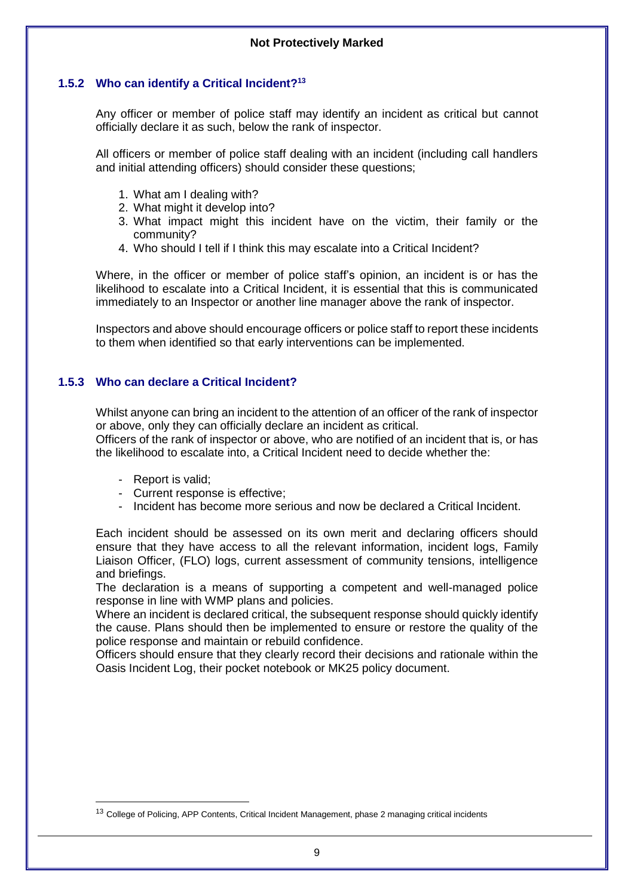### 1.5.2 Who can identify a Critical Incident?[13]

Any officer or member of police staff may identify an incident as critical but cannot officially declare it as such, below the rank of inspector.

All officers or member of police staff dealing with an incident (including call handlers and initial attending officers) should consider these questions;

1. What am I dealing with?
2. What might it develop into?
3. What impact might this incident have on the victim, their family or the community?
4. Who should I tell if I think this may escalate into a Critical Incident?

Where, in the officer or member of police staff's opinion, an incident is or has the likelihood to escalate into a Critical Incident, it is essential that this is communicated immediately to an Inspector or another line manager above the rank of inspector.

Inspectors and above should encourage officers or police staff to report these incidents to them when identified so that early interventions can be implemented.

### 1.5.3 Who can declare a Critical Incident?

Whilst anyone can bring an incident to the attention of an officer of the rank of inspector or above, only they can officially declare an incident as critical.
Officers of the rank of inspector or above, who are notified of an incident that is, or has the likelihood to escalate into, a Critical Incident need to decide whether the:

- Report is valid;
- Current response is effective;
- Incident has become more serious and now be declared a Critical Incident.

Each incident should be assessed on its own merit and declaring officers should ensure that they have access to all the relevant information, incident logs, Family Liaison Officer, (FLO) logs, current assessment of community tensions, intelligence and briefings.
The declaration is a means of supporting a competent and well-managed police response in line with WMP plans and policies.
Where an incident is declared critical, the subsequent response should quickly identify the cause. Plans should then be implemented to ensure or restore the quality of the police response and maintain or rebuild confidence.
Officers should ensure that they clearly record their decisions and rationale within the Oasis Incident Log, their pocket notebook or MK25 policy document.

[13] College of Policing, APP Contents, Critical Incident Management, phase 2 managing critical incidents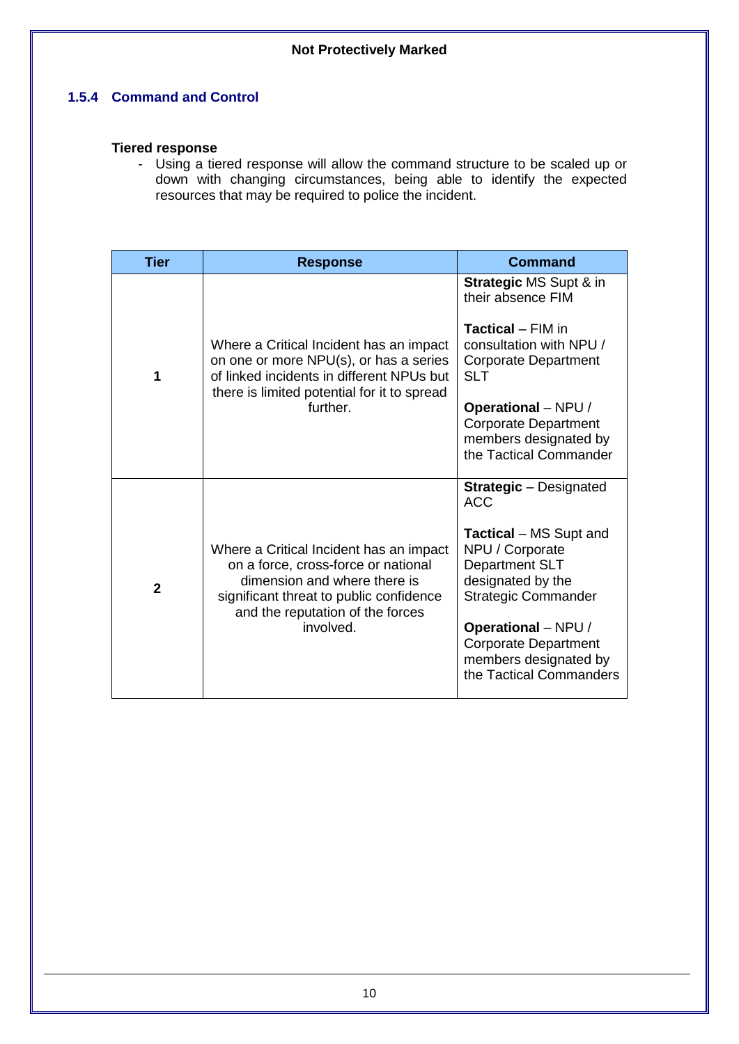### 1.5.4 Command and Control

**Tiered response**

- Using a tiered response will allow the command structure to be scaled up or down with changing circumstances, being able to identify the expected resources that may be required to police the incident.

| Tier | Response | Command |
|---|---|---|
| **1** | Where a Critical Incident has an impact on one or more NPU(s), or has a series of linked incidents in different NPUs but there is limited potential for it to spread further. | **Strategic** MS Supt & in their absence FIM<br><br>**Tactical** – FIM in consultation with NPU / Corporate Department SLT<br><br>**Operational** – NPU / Corporate Department members designated by the Tactical Commander |
| **2** | Where a Critical Incident has an impact on a force, cross-force or national dimension and where there is significant threat to public confidence and the reputation of the forces involved. | **Strategic** – Designated ACC<br><br>**Tactical** – MS Supt and NPU / Corporate Department SLT designated by the Strategic Commander<br><br>**Operational** – NPU / Corporate Department members designated by the Tactical Commanders |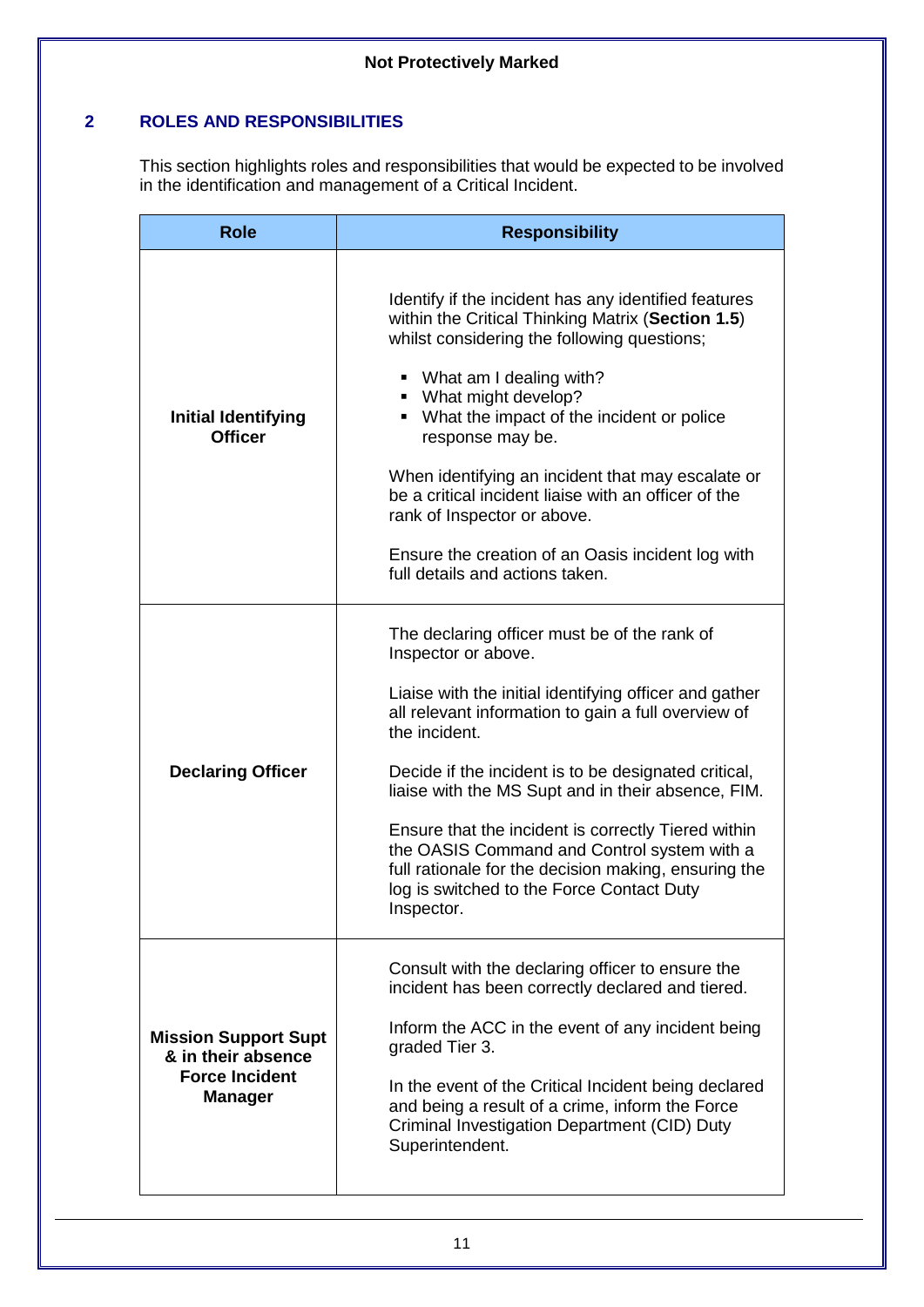## 2 ROLES AND RESPONSIBILITIES

This section highlights roles and responsibilities that would be expected to be involved in the identification and management of a Critical Incident.

| Role | Responsibility |
|---|---|
| **Initial Identifying Officer** | Identify if the incident has any identified features within the Critical Thinking Matrix (**Section 1.5**) whilst considering the following questions;<br><br>▪ What am I dealing with?<br>▪ What might develop?<br>▪ What the impact of the incident or police response may be.<br><br>When identifying an incident that may escalate or be a critical incident liaise with an officer of the rank of Inspector or above.<br><br>Ensure the creation of an Oasis incident log with full details and actions taken. |
| **Declaring Officer** | The declaring officer must be of the rank of Inspector or above.<br><br>Liaise with the initial identifying officer and gather all relevant information to gain a full overview of the incident.<br><br>Decide if the incident is to be designated critical, liaise with the MS Supt and in their absence, FIM.<br><br>Ensure that the incident is correctly Tiered within the OASIS Command and Control system with a full rationale for the decision making, ensuring the log is switched to the Force Contact Duty Inspector. |
| **Mission Support Supt & in their absence Force Incident Manager** | Consult with the declaring officer to ensure the incident has been correctly declared and tiered.<br><br>Inform the ACC in the event of any incident being graded Tier 3.<br><br>In the event of the Critical Incident being declared and being a result of a crime, inform the Force Criminal Investigation Department (CID) Duty Superintendent. |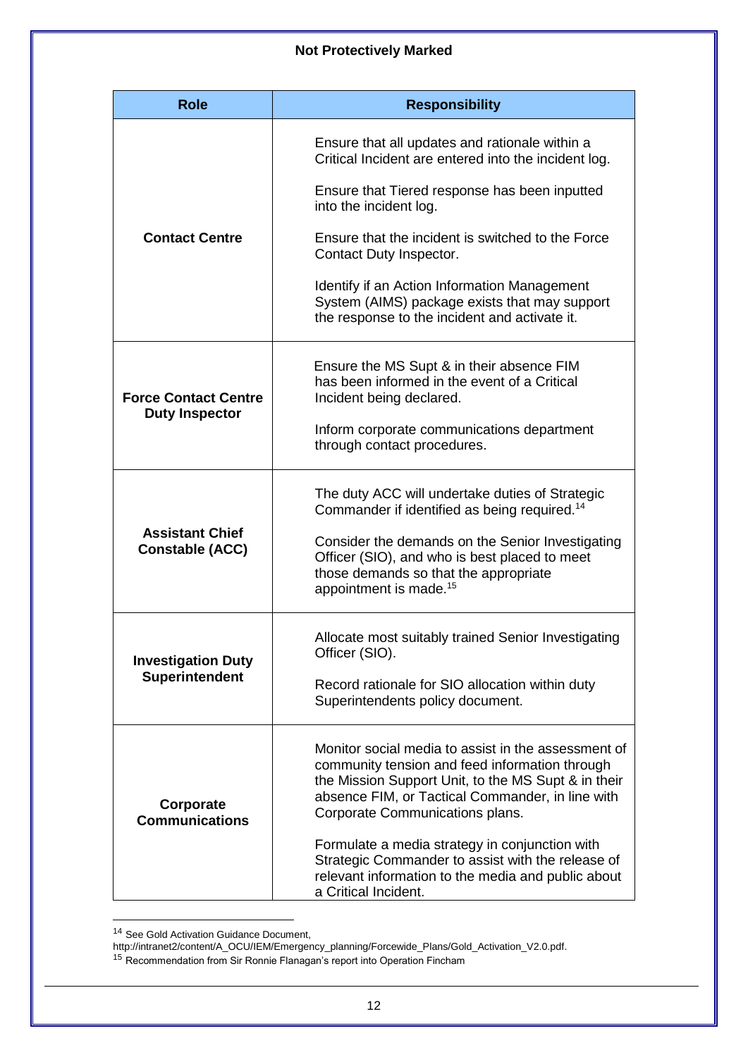**Not Protectively Marked**

| Role | Responsibility |
|---|---|
| **Contact Centre** | Ensure that all updates and rationale within a Critical Incident are entered into the incident log.<br><br>Ensure that Tiered response has been inputted into the incident log.<br><br>Ensure that the incident is switched to the Force Contact Duty Inspector.<br><br>Identify if an Action Information Management System (AIMS) package exists that may support the response to the incident and activate it. |
| **Force Contact Centre Duty Inspector** | Ensure the MS Supt & in their absence FIM has been informed in the event of a Critical Incident being declared.<br><br>Inform corporate communications department through contact procedures. |
| **Assistant Chief Constable (ACC)** | The duty ACC will undertake duties of Strategic Commander if identified as being required.[14]<br><br>Consider the demands on the Senior Investigating Officer (SIO), and who is best placed to meet those demands so that the appropriate appointment is made.[15] |
| **Investigation Duty Superintendent** | Allocate most suitably trained Senior Investigating Officer (SIO).<br><br>Record rationale for SIO allocation within duty Superintendents policy document. |
| **Corporate Communications** | Monitor social media to assist in the assessment of community tension and feed information through the Mission Support Unit, to the MS Supt & in their absence FIM, or Tactical Commander, in line with Corporate Communications plans.<br><br>Formulate a media strategy in conjunction with Strategic Commander to assist with the release of relevant information to the media and public about a Critical Incident. |

[14] See Gold Activation Guidance Document, http://intranet2/content/A_OCU/IEM/Emergency_planning/Forcewide_Plans/Gold_Activation_V2.0.pdf.

[15] Recommendation from Sir Ronnie Flanagan's report into Operation Fincham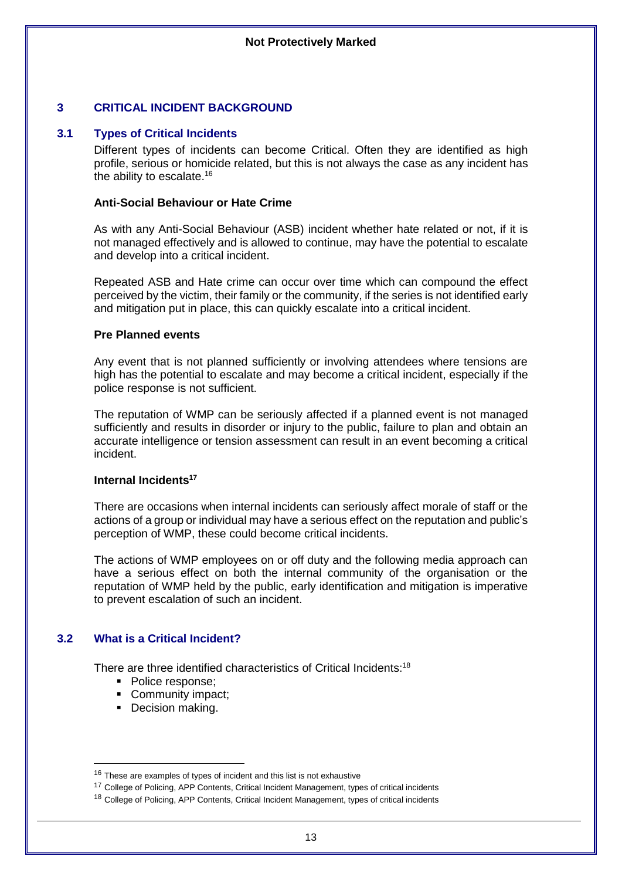## 3 CRITICAL INCIDENT BACKGROUND

### 3.1 Types of Critical Incidents

Different types of incidents can become Critical. Often they are identified as high profile, serious or homicide related, but this is not always the case as any incident has the ability to escalate.[16]

**Anti-Social Behaviour or Hate Crime**

As with any Anti-Social Behaviour (ASB) incident whether hate related or not, if it is not managed effectively and is allowed to continue, may have the potential to escalate and develop into a critical incident.

Repeated ASB and Hate crime can occur over time which can compound the effect perceived by the victim, their family or the community, if the series is not identified early and mitigation put in place, this can quickly escalate into a critical incident.

**Pre Planned events**

Any event that is not planned sufficiently or involving attendees where tensions are high has the potential to escalate and may become a critical incident, especially if the police response is not sufficient.

The reputation of WMP can be seriously affected if a planned event is not managed sufficiently and results in disorder or injury to the public, failure to plan and obtain an accurate intelligence or tension assessment can result in an event becoming a critical incident.

**Internal Incidents[17]**

There are occasions when internal incidents can seriously affect morale of staff or the actions of a group or individual may have a serious effect on the reputation and public's perception of WMP, these could become critical incidents.

The actions of WMP employees on or off duty and the following media approach can have a serious effect on both the internal community of the organisation or the reputation of WMP held by the public, early identification and mitigation is imperative to prevent escalation of such an incident.

### 3.2 What is a Critical Incident?

There are three identified characteristics of Critical Incidents:[18]

- Police response;
- Community impact;
- Decision making.

---

[16] These are examples of types of incident and this list is not exhaustive

[17] College of Policing, APP Contents, Critical Incident Management, types of critical incidents

[18] College of Policing, APP Contents, Critical Incident Management, types of critical incidents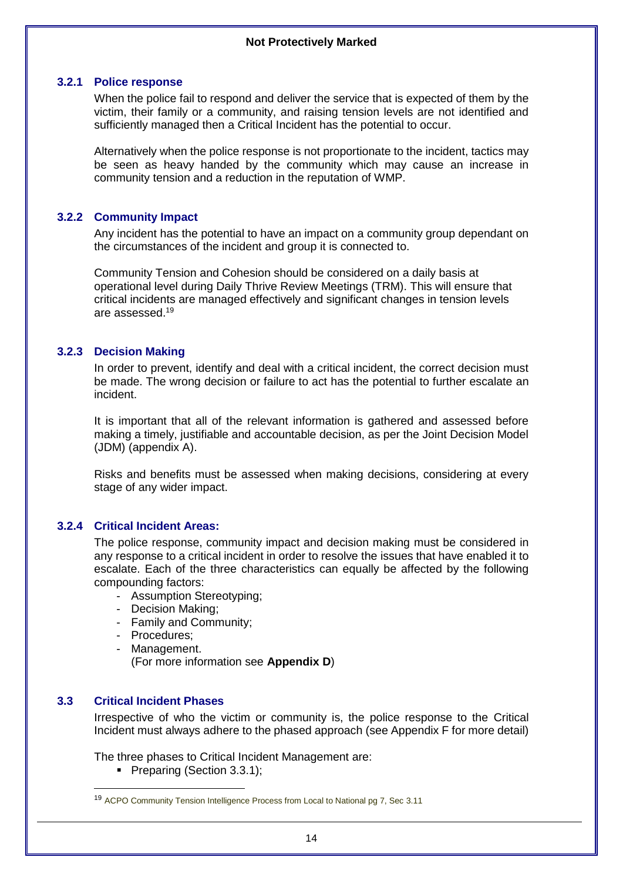### 3.2.1 Police response

When the police fail to respond and deliver the service that is expected of them by the victim, their family or a community, and raising tension levels are not identified and sufficiently managed then a Critical Incident has the potential to occur.

Alternatively when the police response is not proportionate to the incident, tactics may be seen as heavy handed by the community which may cause an increase in community tension and a reduction in the reputation of WMP.

### 3.2.2 Community Impact

Any incident has the potential to have an impact on a community group dependant on the circumstances of the incident and group it is connected to.

Community Tension and Cohesion should be considered on a daily basis at operational level during Daily Thrive Review Meetings (TRM). This will ensure that critical incidents are managed effectively and significant changes in tension levels are assessed.[19]

### 3.2.3 Decision Making

In order to prevent, identify and deal with a critical incident, the correct decision must be made. The wrong decision or failure to act has the potential to further escalate an incident.

It is important that all of the relevant information is gathered and assessed before making a timely, justifiable and accountable decision, as per the Joint Decision Model (JDM) (appendix A).

Risks and benefits must be assessed when making decisions, considering at every stage of any wider impact.

### 3.2.4 Critical Incident Areas:

The police response, community impact and decision making must be considered in any response to a critical incident in order to resolve the issues that have enabled it to escalate. Each of the three characteristics can equally be affected by the following compounding factors:

- Assumption Stereotyping;
- Decision Making;
- Family and Community;
- Procedures;
- Management.

(For more information see **Appendix D**)

## 3.3 Critical Incident Phases

Irrespective of who the victim or community is, the police response to the Critical Incident must always adhere to the phased approach (see Appendix F for more detail)

The three phases to Critical Incident Management are:

- Preparing (Section 3.3.1);

---

[19] ACPO Community Tension Intelligence Process from Local to National pg 7, Sec 3.11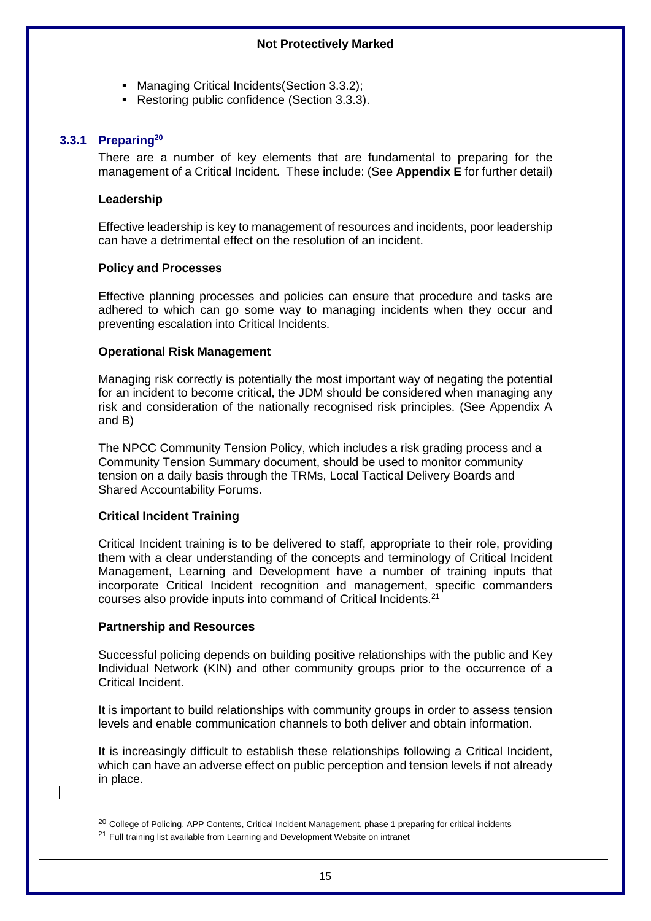- Managing Critical Incidents(Section 3.3.2);
- Restoring public confidence (Section 3.3.3).

### 3.3.1 Preparing[20]

There are a number of key elements that are fundamental to preparing for the management of a Critical Incident. These include: (See **Appendix E** for further detail)

**Leadership**

Effective leadership is key to management of resources and incidents, poor leadership can have a detrimental effect on the resolution of an incident.

**Policy and Processes**

Effective planning processes and policies can ensure that procedure and tasks are adhered to which can go some way to managing incidents when they occur and preventing escalation into Critical Incidents.

**Operational Risk Management**

Managing risk correctly is potentially the most important way of negating the potential for an incident to become critical, the JDM should be considered when managing any risk and consideration of the nationally recognised risk principles. (See Appendix A and B)

The NPCC Community Tension Policy, which includes a risk grading process and a Community Tension Summary document, should be used to monitor community tension on a daily basis through the TRMs, Local Tactical Delivery Boards and Shared Accountability Forums.

**Critical Incident Training**

Critical Incident training is to be delivered to staff, appropriate to their role, providing them with a clear understanding of the concepts and terminology of Critical Incident Management, Learning and Development have a number of training inputs that incorporate Critical Incident recognition and management, specific commanders courses also provide inputs into command of Critical Incidents.[21]

**Partnership and Resources**

Successful policing depends on building positive relationships with the public and Key Individual Network (KIN) and other community groups prior to the occurrence of a Critical Incident.

It is important to build relationships with community groups in order to assess tension levels and enable communication channels to both deliver and obtain information.

It is increasingly difficult to establish these relationships following a Critical Incident, which can have an adverse effect on public perception and tension levels if not already in place.

---

[20] College of Policing, APP Contents, Critical Incident Management, phase 1 preparing for critical incidents

[21] Full training list available from Learning and Development Website on intranet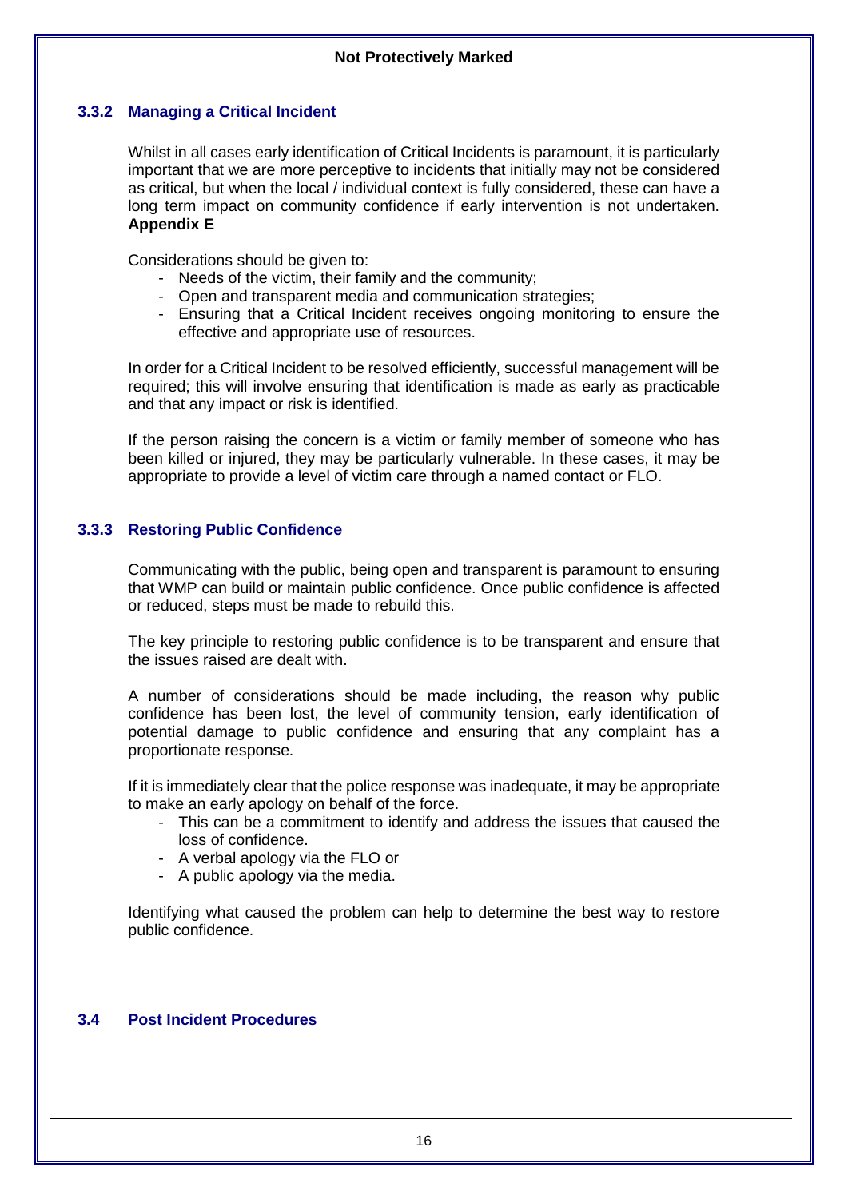### 3.3.2 Managing a Critical Incident

Whilst in all cases early identification of Critical Incidents is paramount, it is particularly important that we are more perceptive to incidents that initially may not be considered as critical, but when the local / individual context is fully considered, these can have a long term impact on community confidence if early intervention is not undertaken. **Appendix E**

Considerations should be given to:

- Needs of the victim, their family and the community;
- Open and transparent media and communication strategies;
- Ensuring that a Critical Incident receives ongoing monitoring to ensure the effective and appropriate use of resources.

In order for a Critical Incident to be resolved efficiently, successful management will be required; this will involve ensuring that identification is made as early as practicable and that any impact or risk is identified.

If the person raising the concern is a victim or family member of someone who has been killed or injured, they may be particularly vulnerable. In these cases, it may be appropriate to provide a level of victim care through a named contact or FLO.

### 3.3.3 Restoring Public Confidence

Communicating with the public, being open and transparent is paramount to ensuring that WMP can build or maintain public confidence. Once public confidence is affected or reduced, steps must be made to rebuild this.

The key principle to restoring public confidence is to be transparent and ensure that the issues raised are dealt with.

A number of considerations should be made including, the reason why public confidence has been lost, the level of community tension, early identification of potential damage to public confidence and ensuring that any complaint has a proportionate response.

If it is immediately clear that the police response was inadequate, it may be appropriate to make an early apology on behalf of the force.

- This can be a commitment to identify and address the issues that caused the loss of confidence.
- A verbal apology via the FLO or
- A public apology via the media.

Identifying what caused the problem can help to determine the best way to restore public confidence.

## 3.4 Post Incident Procedures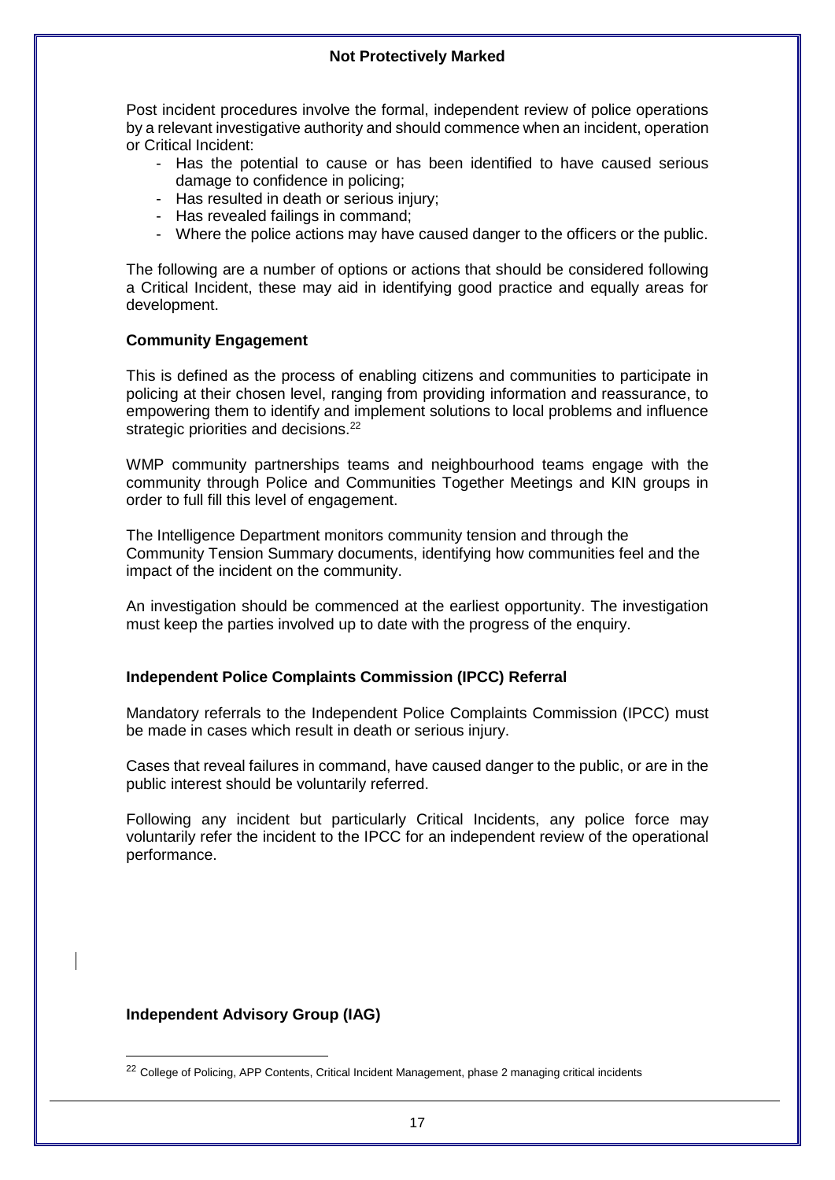Post incident procedures involve the formal, independent review of police operations by a relevant investigative authority and should commence when an incident, operation or Critical Incident:

- Has the potential to cause or has been identified to have caused serious damage to confidence in policing;
- Has resulted in death or serious injury;
- Has revealed failings in command;
- Where the police actions may have caused danger to the officers or the public.

The following are a number of options or actions that should be considered following a Critical Incident, these may aid in identifying good practice and equally areas for development.

**Community Engagement**

This is defined as the process of enabling citizens and communities to participate in policing at their chosen level, ranging from providing information and reassurance, to empowering them to identify and implement solutions to local problems and influence strategic priorities and decisions.[22]

WMP community partnerships teams and neighbourhood teams engage with the community through Police and Communities Together Meetings and KIN groups in order to full fill this level of engagement.

The Intelligence Department monitors community tension and through the Community Tension Summary documents, identifying how communities feel and the impact of the incident on the community.

An investigation should be commenced at the earliest opportunity. The investigation must keep the parties involved up to date with the progress of the enquiry.

**Independent Police Complaints Commission (IPCC) Referral**

Mandatory referrals to the Independent Police Complaints Commission (IPCC) must be made in cases which result in death or serious injury.

Cases that reveal failures in command, have caused danger to the public, or are in the public interest should be voluntarily referred.

Following any incident but particularly Critical Incidents, any police force may voluntarily refer the incident to the IPCC for an independent review of the operational performance.

**Independent Advisory Group (IAG)**

[22] College of Policing, APP Contents, Critical Incident Management, phase 2 managing critical incidents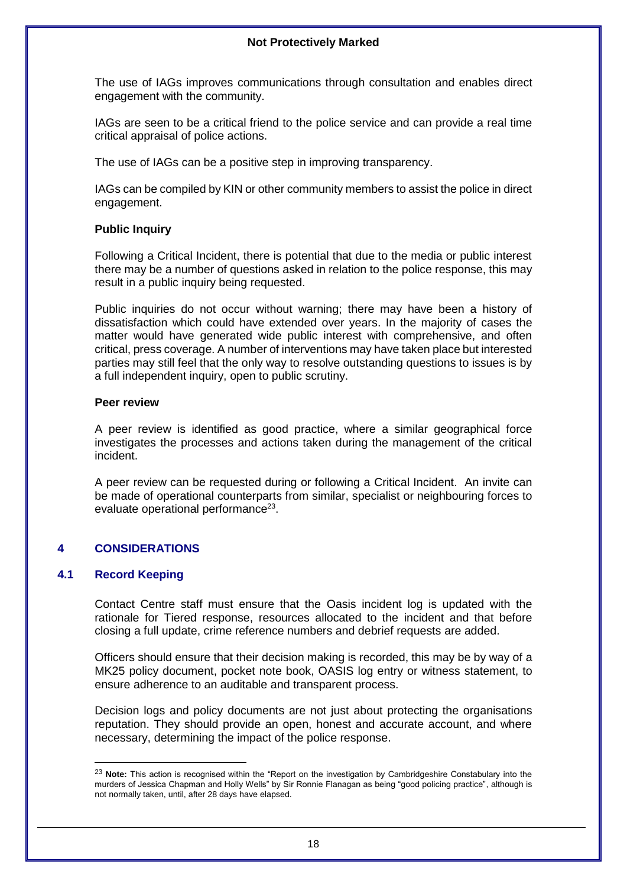The use of IAGs improves communications through consultation and enables direct engagement with the community.

IAGs are seen to be a critical friend to the police service and can provide a real time critical appraisal of police actions.

The use of IAGs can be a positive step in improving transparency.

IAGs can be compiled by KIN or other community members to assist the police in direct engagement.

**Public Inquiry**

Following a Critical Incident, there is potential that due to the media or public interest there may be a number of questions asked in relation to the police response, this may result in a public inquiry being requested.

Public inquiries do not occur without warning; there may have been a history of dissatisfaction which could have extended over years. In the majority of cases the matter would have generated wide public interest with comprehensive, and often critical, press coverage. A number of interventions may have taken place but interested parties may still feel that the only way to resolve outstanding questions to issues is by a full independent inquiry, open to public scrutiny.

**Peer review**

A peer review is identified as good practice, where a similar geographical force investigates the processes and actions taken during the management of the critical incident.

A peer review can be requested during or following a Critical Incident. An invite can be made of operational counterparts from similar, specialist or neighbouring forces to evaluate operational performance[23].

## 4 CONSIDERATIONS

### 4.1 Record Keeping

Contact Centre staff must ensure that the Oasis incident log is updated with the rationale for Tiered response, resources allocated to the incident and that before closing a full update, crime reference numbers and debrief requests are added.

Officers should ensure that their decision making is recorded, this may be by way of a MK25 policy document, pocket note book, OASIS log entry or witness statement, to ensure adherence to an auditable and transparent process.

Decision logs and policy documents are not just about protecting the organisations reputation. They should provide an open, honest and accurate account, and where necessary, determining the impact of the police response.

---

[23] **Note:** This action is recognised within the "Report on the investigation by Cambridgeshire Constabulary into the murders of Jessica Chapman and Holly Wells" by Sir Ronnie Flanagan as being "good policing practice", although is not normally taken, until, after 28 days have elapsed.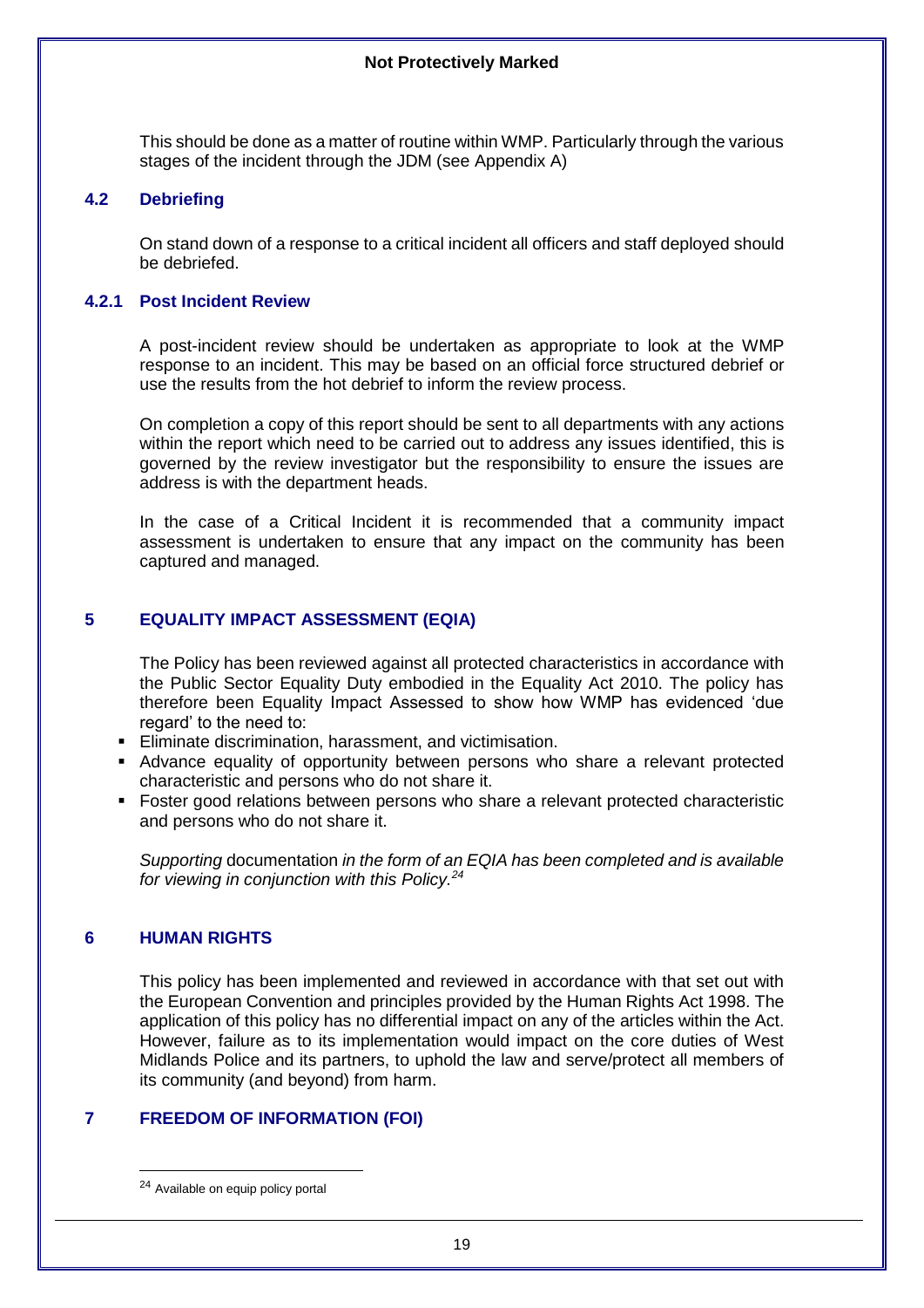This should be done as a matter of routine within WMP. Particularly through the various stages of the incident through the JDM (see Appendix A)

### 4.2 Debriefing

On stand down of a response to a critical incident all officers and staff deployed should be debriefed.

#### 4.2.1 Post Incident Review

A post-incident review should be undertaken as appropriate to look at the WMP response to an incident. This may be based on an official force structured debrief or use the results from the hot debrief to inform the review process.

On completion a copy of this report should be sent to all departments with any actions within the report which need to be carried out to address any issues identified, this is governed by the review investigator but the responsibility to ensure the issues are address is with the department heads.

In the case of a Critical Incident it is recommended that a community impact assessment is undertaken to ensure that any impact on the community has been captured and managed.

## 5 EQUALITY IMPACT ASSESSMENT (EQIA)

The Policy has been reviewed against all protected characteristics in accordance with the Public Sector Equality Duty embodied in the Equality Act 2010. The policy has therefore been Equality Impact Assessed to show how WMP has evidenced 'due regard' to the need to:

- Eliminate discrimination, harassment, and victimisation.
- Advance equality of opportunity between persons who share a relevant protected characteristic and persons who do not share it.
- Foster good relations between persons who share a relevant protected characteristic and persons who do not share it.

*Supporting* documentation *in the form of an EQIA has been completed and is available for viewing in conjunction with this Policy.*[24]

## 6 HUMAN RIGHTS

This policy has been implemented and reviewed in accordance with that set out with the European Convention and principles provided by the Human Rights Act 1998. The application of this policy has no differential impact on any of the articles within the Act. However, failure as to its implementation would impact on the core duties of West Midlands Police and its partners, to uphold the law and serve/protect all members of its community (and beyond) from harm.

## 7 FREEDOM OF INFORMATION (FOI)

[24] Available on equip policy portal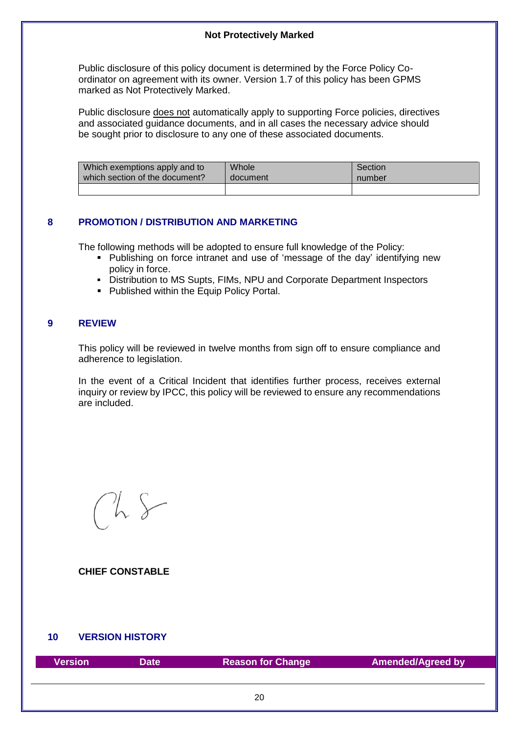**Not Protectively Marked**

Public disclosure of this policy document is determined by the Force Policy Co-ordinator on agreement with its owner. Version 1.7 of this policy has been GPMS marked as Not Protectively Marked.

Public disclosure does not automatically apply to supporting Force policies, directives and associated guidance documents, and in all cases the necessary advice should be sought prior to disclosure to any one of these associated documents.

| Which exemptions apply and to which section of the document? | Whole document | Section number |
|---|---|---|
| | | |

## 8 PROMOTION / DISTRIBUTION AND MARKETING

The following methods will be adopted to ensure full knowledge of the Policy:

- Publishing on force intranet and use of 'message of the day' identifying new policy in force.
- Distribution to MS Supts, FIMs, NPU and Corporate Department Inspectors
- Published within the Equip Policy Portal.

## 9 REVIEW

This policy will be reviewed in twelve months from sign off to ensure compliance and adherence to legislation.

In the event of a Critical Incident that identifies further process, receives external inquiry or review by IPCC, this policy will be reviewed to ensure any recommendations are included.

**CHIEF CONSTABLE**

## 10 VERSION HISTORY

| Version | Date | Reason for Change | Amended/Agreed by |
|---|---|---|---|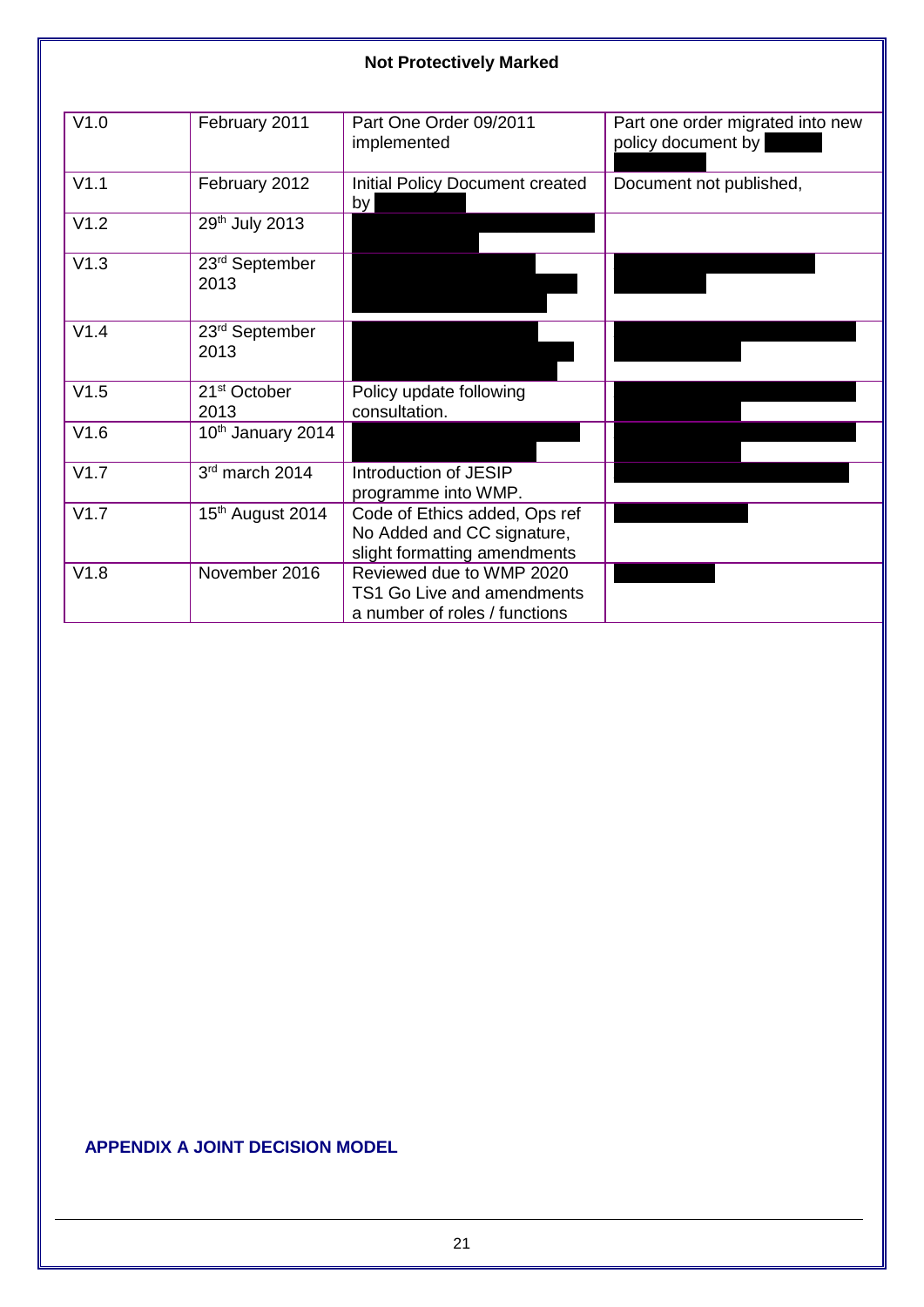**Not Protectively Marked**

| | | | |
|---|---|---|---|
| V1.0 | February 2011 | Part One Order 09/2011 implemented | Part one order migrated into new policy document by |
| V1.1 | February 2012 | Initial Policy Document created by | Document not published, |
| V1.2 | 29th July 2013 | | |
| V1.3 | 23rd September 2013 | | |
| V1.4 | 23rd September 2013 | | |
| V1.5 | 21st October 2013 | Policy update following consultation. | |
| V1.6 | 10th January 2014 | | |
| V1.7 | 3rd march 2014 | Introduction of JESIP programme into WMP. | |
| V1.7 | 15th August 2014 | Code of Ethics added, Ops ref No Added and CC signature, slight formatting amendments | |
| V1.8 | November 2016 | Reviewed due to WMP 2020 TS1 Go Live and amendments a number of roles / functions | |

**APPENDIX A JOINT DECISION MODEL**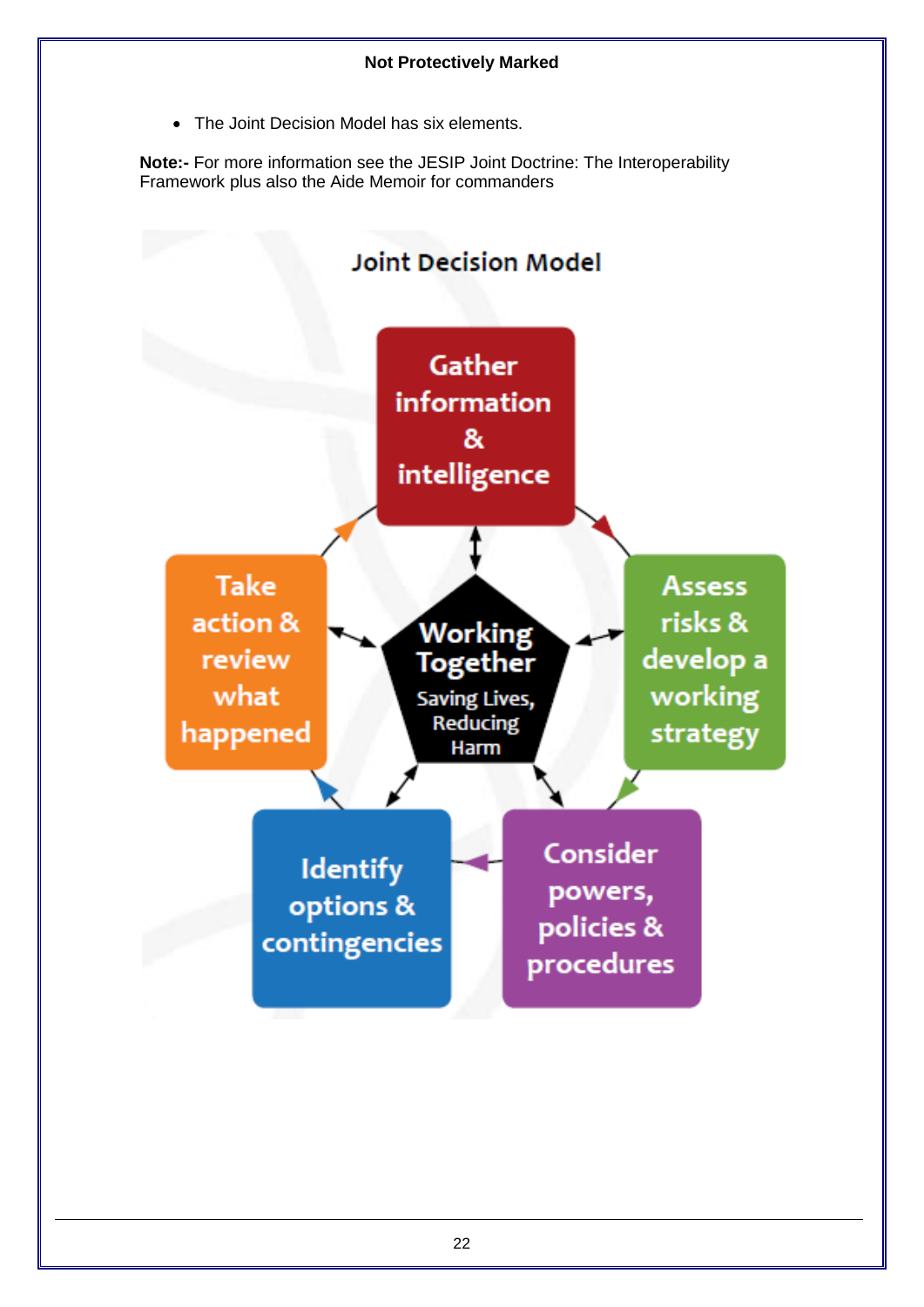- The Joint Decision Model has six elements.

**Note:-** For more information see the JESIP Joint Doctrine: The Interoperability Framework plus also the Aide Memoir for commanders

**Joint Decision Model**

- Gather information & intelligence
- Assess risks & develop a working strategy
- Consider powers, policies & procedures
- Identify options & contingencies
- Take action & review what happened

Working Together
Saving Lives, Reducing Harm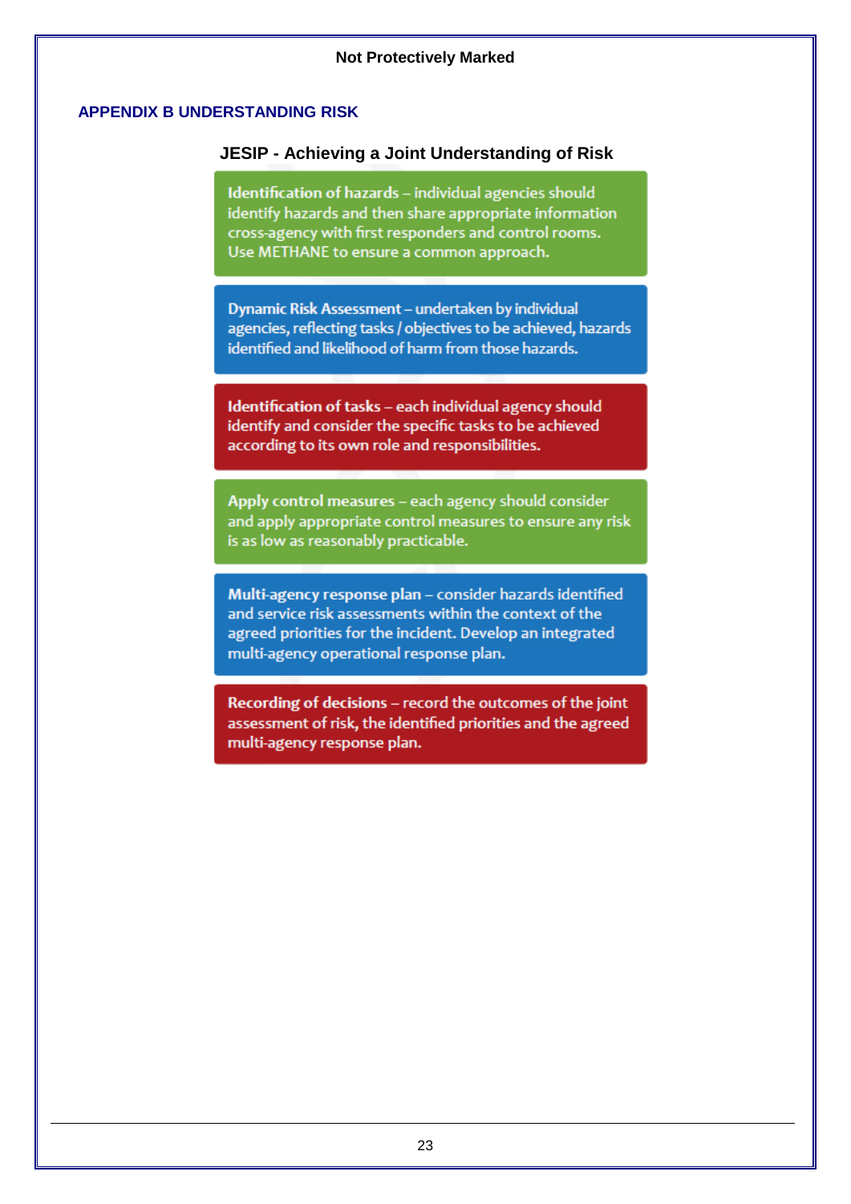## APPENDIX B UNDERSTANDING RISK

### JESIP - Achieving a Joint Understanding of Risk

**Identification of hazards** – individual agencies should identify hazards and then share appropriate information cross-agency with first responders and control rooms. Use METHANE to ensure a common approach.

**Dynamic Risk Assessment** – undertaken by individual agencies, reflecting tasks / objectives to be achieved, hazards identified and likelihood of harm from those hazards.

**Identification of tasks** – each individual agency should identify and consider the specific tasks to be achieved according to its own role and responsibilities.

**Apply control measures** – each agency should consider and apply appropriate control measures to ensure any risk is as low as reasonably practicable.

**Multi-agency response plan** – consider hazards identified and service risk assessments within the context of the agreed priorities for the incident. Develop an integrated multi-agency operational response plan.

**Recording of decisions** – record the outcomes of the joint assessment of risk, the identified priorities and the agreed multi-agency response plan.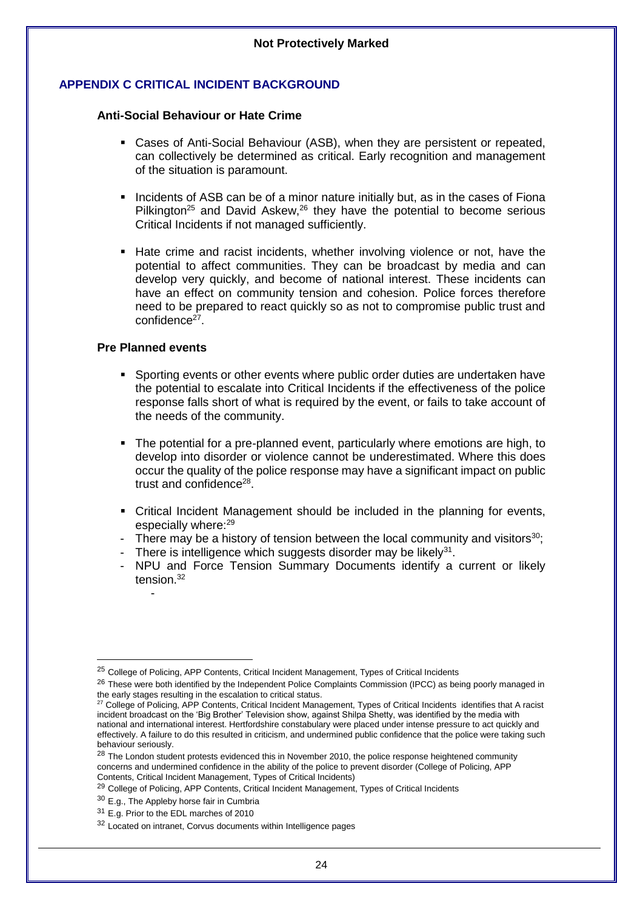## APPENDIX C CRITICAL INCIDENT BACKGROUND

### Anti-Social Behaviour or Hate Crime

- Cases of Anti-Social Behaviour (ASB), when they are persistent or repeated, can collectively be determined as critical. Early recognition and management of the situation is paramount.
- Incidents of ASB can be of a minor nature initially but, as in the cases of Fiona Pilkington[25] and David Askew,[26] they have the potential to become serious Critical Incidents if not managed sufficiently.
- Hate crime and racist incidents, whether involving violence or not, have the potential to affect communities. They can be broadcast by media and can develop very quickly, and become of national interest. These incidents can have an effect on community tension and cohesion. Police forces therefore need to be prepared to react quickly so as not to compromise public trust and confidence[27].

### Pre Planned events

- Sporting events or other events where public order duties are undertaken have the potential to escalate into Critical Incidents if the effectiveness of the police response falls short of what is required by the event, or fails to take account of the needs of the community.
- The potential for a pre-planned event, particularly where emotions are high, to develop into disorder or violence cannot be underestimated. Where this does occur the quality of the police response may have a significant impact on public trust and confidence[28].
- Critical Incident Management should be included in the planning for events, especially where:[29]
  - There may be a history of tension between the local community and visitors[30];
  - There is intelligence which suggests disorder may be likely[31].
  - NPU and Force Tension Summary Documents identify a current or likely tension.[32]

---

[25] College of Policing, APP Contents, Critical Incident Management, Types of Critical Incidents

[26] These were both identified by the Independent Police Complaints Commission (IPCC) as being poorly managed in the early stages resulting in the escalation to critical status.

[27] College of Policing, APP Contents, Critical Incident Management, Types of Critical Incidents identifies that A racist incident broadcast on the 'Big Brother' Television show, against Shilpa Shetty, was identified by the media with national and international interest. Hertfordshire constabulary were placed under intense pressure to act quickly and effectively. A failure to do this resulted in criticism, and undermined public confidence that the police were taking such behaviour seriously.

[28] The London student protests evidenced this in November 2010, the police response heightened community concerns and undermined confidence in the ability of the police to prevent disorder (College of Policing, APP Contents, Critical Incident Management, Types of Critical Incidents)

[29] College of Policing, APP Contents, Critical Incident Management, Types of Critical Incidents

[30] E.g., The Appleby horse fair in Cumbria

[31] E.g. Prior to the EDL marches of 2010

[32] Located on intranet, Corvus documents within Intelligence pages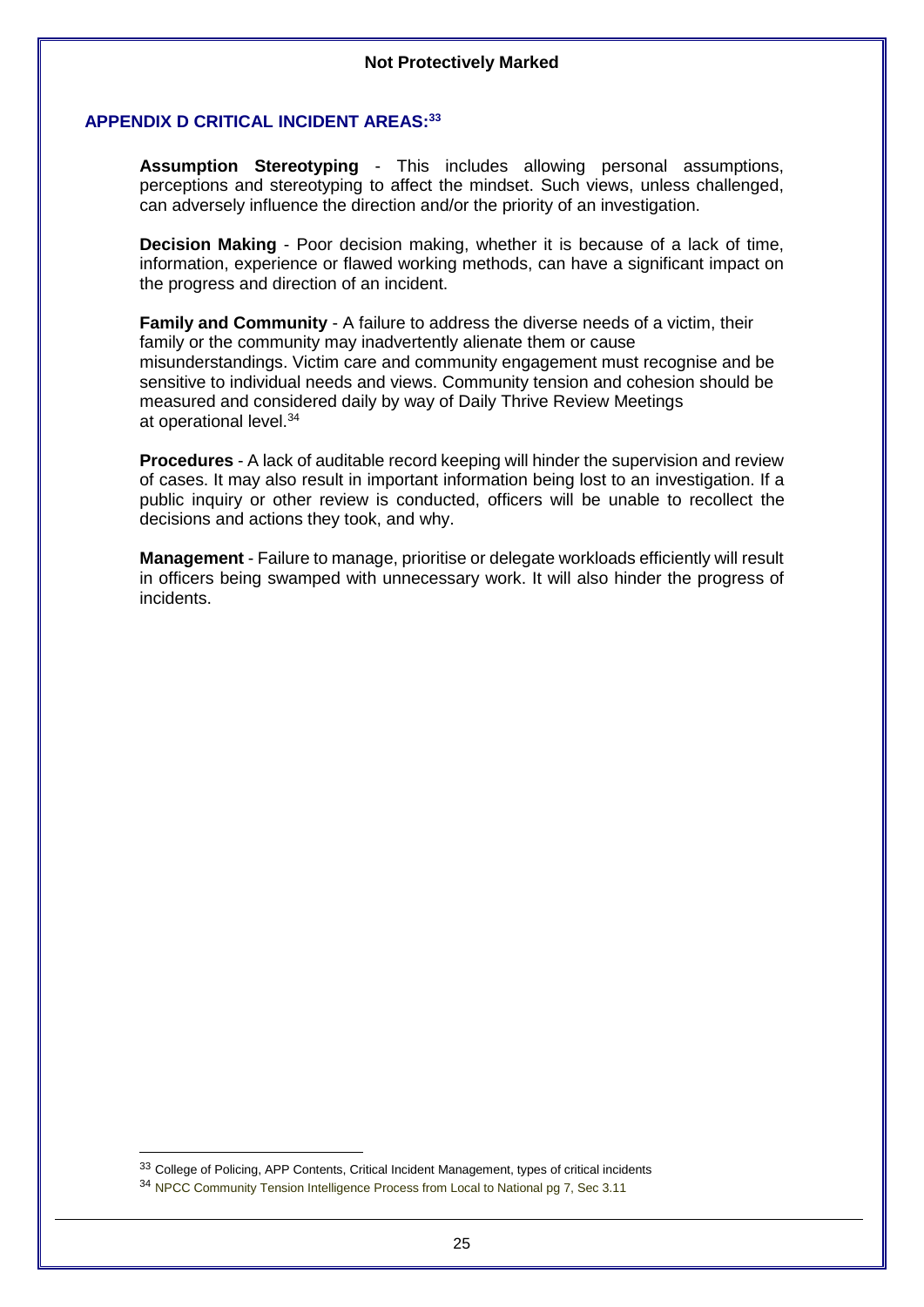## APPENDIX D CRITICAL INCIDENT AREAS:[33]

**Assumption Stereotyping** - This includes allowing personal assumptions, perceptions and stereotyping to affect the mindset. Such views, unless challenged, can adversely influence the direction and/or the priority of an investigation.

**Decision Making** - Poor decision making, whether it is because of a lack of time, information, experience or flawed working methods, can have a significant impact on the progress and direction of an incident.

**Family and Community** - A failure to address the diverse needs of a victim, their family or the community may inadvertently alienate them or cause misunderstandings. Victim care and community engagement must recognise and be sensitive to individual needs and views. Community tension and cohesion should be measured and considered daily by way of Daily Thrive Review Meetings at operational level.[34]

**Procedures** - A lack of auditable record keeping will hinder the supervision and review of cases. It may also result in important information being lost to an investigation. If a public inquiry or other review is conducted, officers will be unable to recollect the decisions and actions they took, and why.

**Management** - Failure to manage, prioritise or delegate workloads efficiently will result in officers being swamped with unnecessary work. It will also hinder the progress of incidents.

---

[33] College of Policing, APP Contents, Critical Incident Management, types of critical incidents

[34] NPCC Community Tension Intelligence Process from Local to National pg 7, Sec 3.11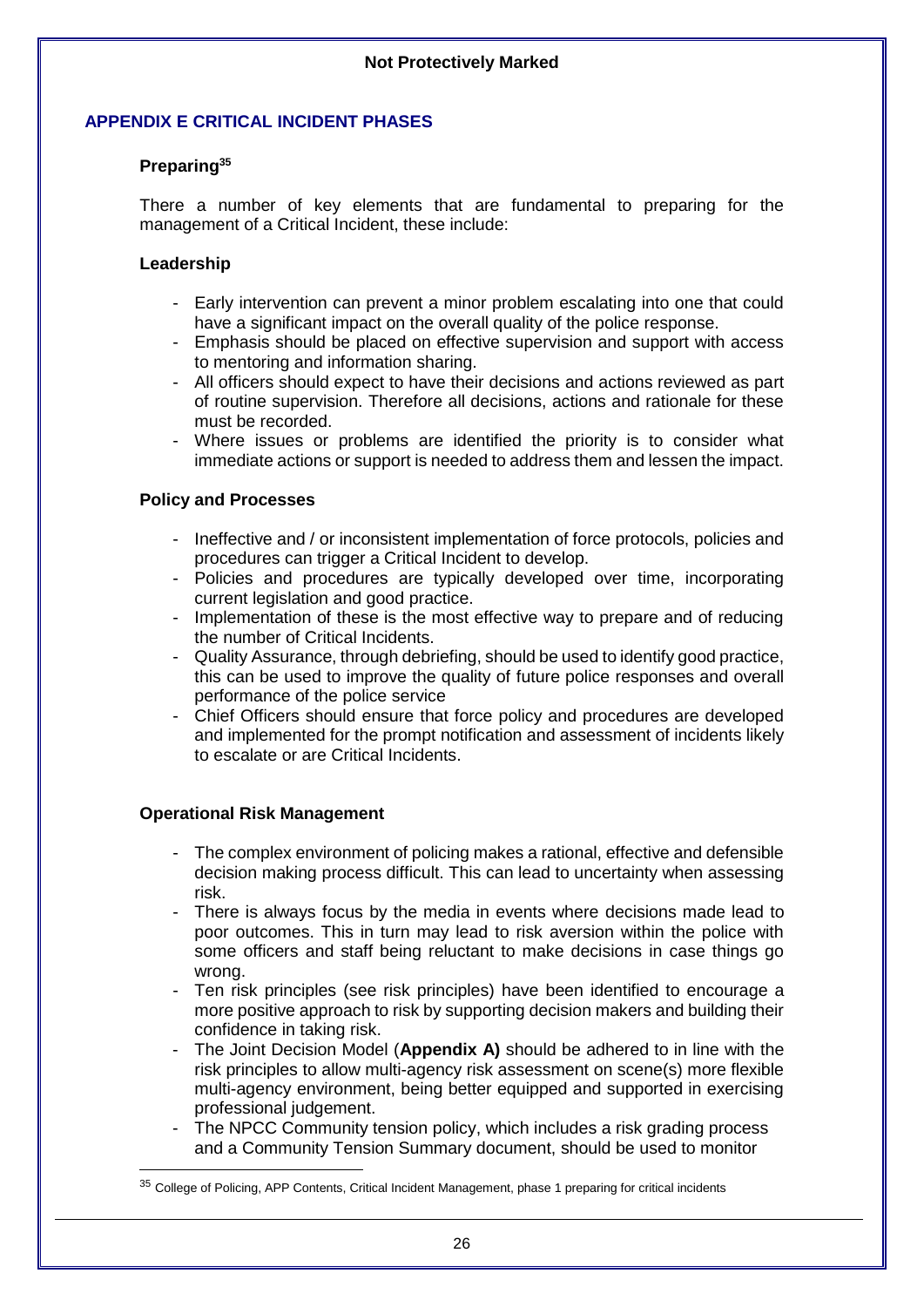## APPENDIX E CRITICAL INCIDENT PHASES

### Preparing[35]

There a number of key elements that are fundamental to preparing for the management of a Critical Incident, these include:

#### Leadership

- Early intervention can prevent a minor problem escalating into one that could have a significant impact on the overall quality of the police response.
- Emphasis should be placed on effective supervision and support with access to mentoring and information sharing.
- All officers should expect to have their decisions and actions reviewed as part of routine supervision. Therefore all decisions, actions and rationale for these must be recorded.
- Where issues or problems are identified the priority is to consider what immediate actions or support is needed to address them and lessen the impact.

#### Policy and Processes

- Ineffective and / or inconsistent implementation of force protocols, policies and procedures can trigger a Critical Incident to develop.
- Policies and procedures are typically developed over time, incorporating current legislation and good practice.
- Implementation of these is the most effective way to prepare and of reducing the number of Critical Incidents.
- Quality Assurance, through debriefing, should be used to identify good practice, this can be used to improve the quality of future police responses and overall performance of the police service
- Chief Officers should ensure that force policy and procedures are developed and implemented for the prompt notification and assessment of incidents likely to escalate or are Critical Incidents.

#### Operational Risk Management

- The complex environment of policing makes a rational, effective and defensible decision making process difficult. This can lead to uncertainty when assessing risk.
- There is always focus by the media in events where decisions made lead to poor outcomes. This in turn may lead to risk aversion within the police with some officers and staff being reluctant to make decisions in case things go wrong.
- Ten risk principles (see risk principles) have been identified to encourage a more positive approach to risk by supporting decision makers and building their confidence in taking risk.
- The Joint Decision Model (**Appendix A)** should be adhered to in line with the risk principles to allow multi-agency risk assessment on scene(s) more flexible multi-agency environment, being better equipped and supported in exercising professional judgement.
- The NPCC Community tension policy, which includes a risk grading process and a Community Tension Summary document, should be used to monitor

[35] College of Policing, APP Contents, Critical Incident Management, phase 1 preparing for critical incidents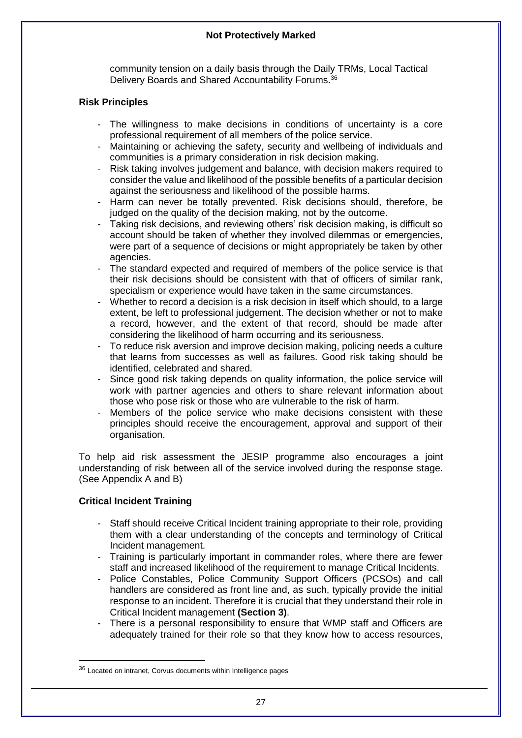community tension on a daily basis through the Daily TRMs, Local Tactical Delivery Boards and Shared Accountability Forums.[36]

**Risk Principles**

- The willingness to make decisions in conditions of uncertainty is a core professional requirement of all members of the police service.
- Maintaining or achieving the safety, security and wellbeing of individuals and communities is a primary consideration in risk decision making.
- Risk taking involves judgement and balance, with decision makers required to consider the value and likelihood of the possible benefits of a particular decision against the seriousness and likelihood of the possible harms.
- Harm can never be totally prevented. Risk decisions should, therefore, be judged on the quality of the decision making, not by the outcome.
- Taking risk decisions, and reviewing others' risk decision making, is difficult so account should be taken of whether they involved dilemmas or emergencies, were part of a sequence of decisions or might appropriately be taken by other agencies.
- The standard expected and required of members of the police service is that their risk decisions should be consistent with that of officers of similar rank, specialism or experience would have taken in the same circumstances.
- Whether to record a decision is a risk decision in itself which should, to a large extent, be left to professional judgement. The decision whether or not to make a record, however, and the extent of that record, should be made after considering the likelihood of harm occurring and its seriousness.
- To reduce risk aversion and improve decision making, policing needs a culture that learns from successes as well as failures. Good risk taking should be identified, celebrated and shared.
- Since good risk taking depends on quality information, the police service will work with partner agencies and others to share relevant information about those who pose risk or those who are vulnerable to the risk of harm.
- Members of the police service who make decisions consistent with these principles should receive the encouragement, approval and support of their organisation.

To help aid risk assessment the JESIP programme also encourages a joint understanding of risk between all of the service involved during the response stage. (See Appendix A and B)

**Critical Incident Training**

- Staff should receive Critical Incident training appropriate to their role, providing them with a clear understanding of the concepts and terminology of Critical Incident management.
- Training is particularly important in commander roles, where there are fewer staff and increased likelihood of the requirement to manage Critical Incidents.
- Police Constables, Police Community Support Officers (PCSOs) and call handlers are considered as front line and, as such, typically provide the initial response to an incident. Therefore it is crucial that they understand their role in Critical Incident management **(Section 3)**.
- There is a personal responsibility to ensure that WMP staff and Officers are adequately trained for their role so that they know how to access resources,

[36] Located on intranet, Corvus documents within Intelligence pages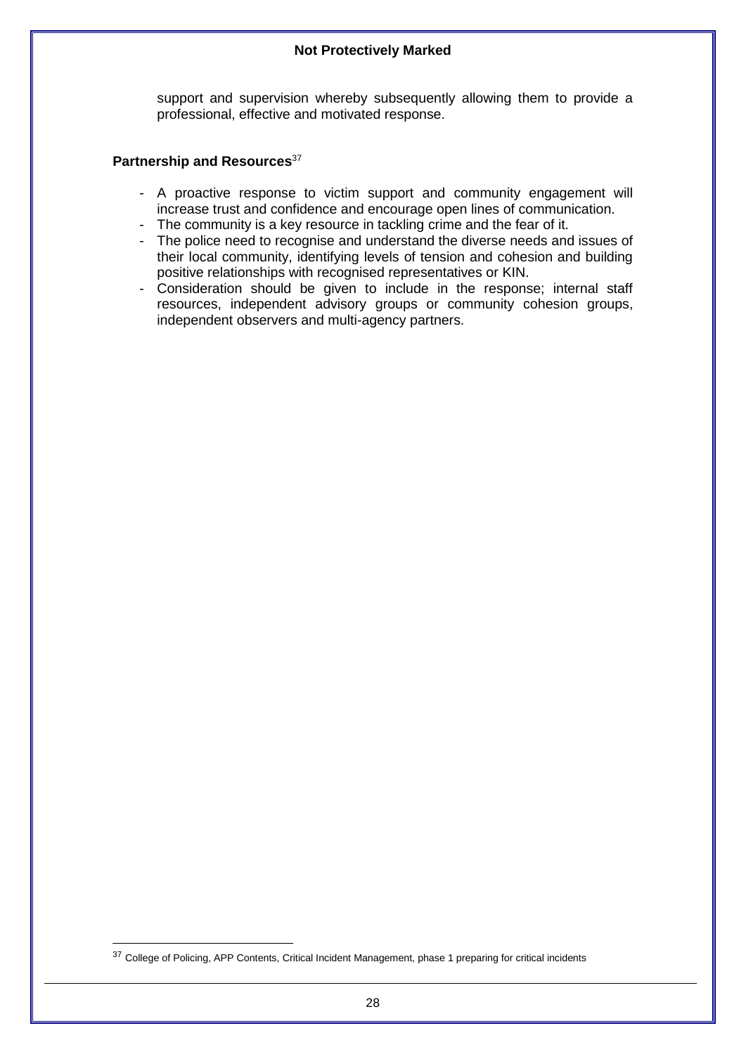support and supervision whereby subsequently allowing them to provide a professional, effective and motivated response.

**Partnership and Resources**[37]

- A proactive response to victim support and community engagement will increase trust and confidence and encourage open lines of communication.
- The community is a key resource in tackling crime and the fear of it.
- The police need to recognise and understand the diverse needs and issues of their local community, identifying levels of tension and cohesion and building positive relationships with recognised representatives or KIN.
- Consideration should be given to include in the response; internal staff resources, independent advisory groups or community cohesion groups, independent observers and multi-agency partners.

[37] College of Policing, APP Contents, Critical Incident Management, phase 1 preparing for critical incidents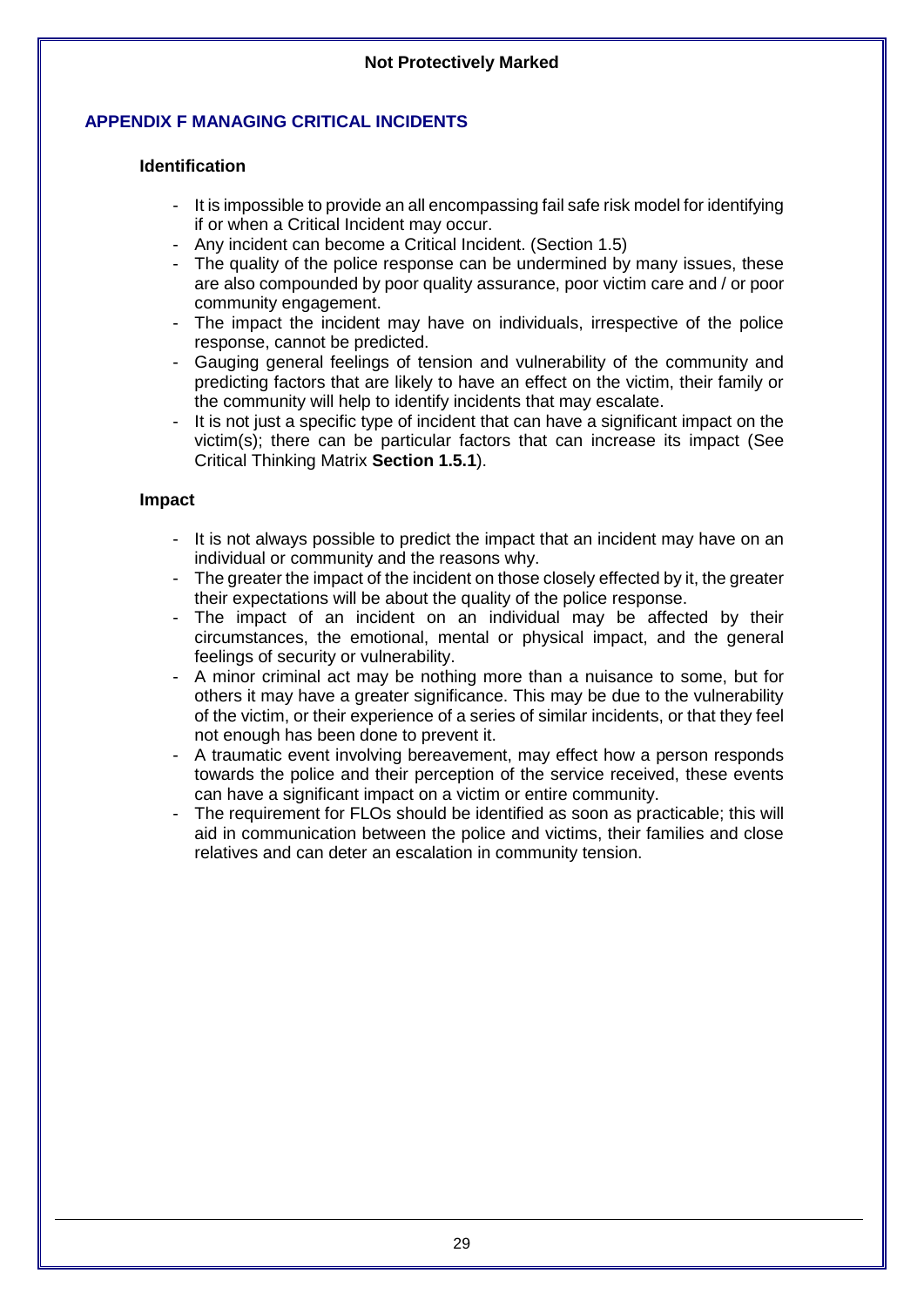## APPENDIX F MANAGING CRITICAL INCIDENTS

### Identification

- It is impossible to provide an all encompassing fail safe risk model for identifying if or when a Critical Incident may occur.
- Any incident can become a Critical Incident. (Section 1.5)
- The quality of the police response can be undermined by many issues, these are also compounded by poor quality assurance, poor victim care and / or poor community engagement.
- The impact the incident may have on individuals, irrespective of the police response, cannot be predicted.
- Gauging general feelings of tension and vulnerability of the community and predicting factors that are likely to have an effect on the victim, their family or the community will help to identify incidents that may escalate.
- It is not just a specific type of incident that can have a significant impact on the victim(s); there can be particular factors that can increase its impact (See Critical Thinking Matrix **Section 1.5.1**).

### Impact

- It is not always possible to predict the impact that an incident may have on an individual or community and the reasons why.
- The greater the impact of the incident on those closely effected by it, the greater their expectations will be about the quality of the police response.
- The impact of an incident on an individual may be affected by their circumstances, the emotional, mental or physical impact, and the general feelings of security or vulnerability.
- A minor criminal act may be nothing more than a nuisance to some, but for others it may have a greater significance. This may be due to the vulnerability of the victim, or their experience of a series of similar incidents, or that they feel not enough has been done to prevent it.
- A traumatic event involving bereavement, may effect how a person responds towards the police and their perception of the service received, these events can have a significant impact on a victim or entire community.
- The requirement for FLOs should be identified as soon as practicable; this will aid in communication between the police and victims, their families and close relatives and can deter an escalation in community tension.